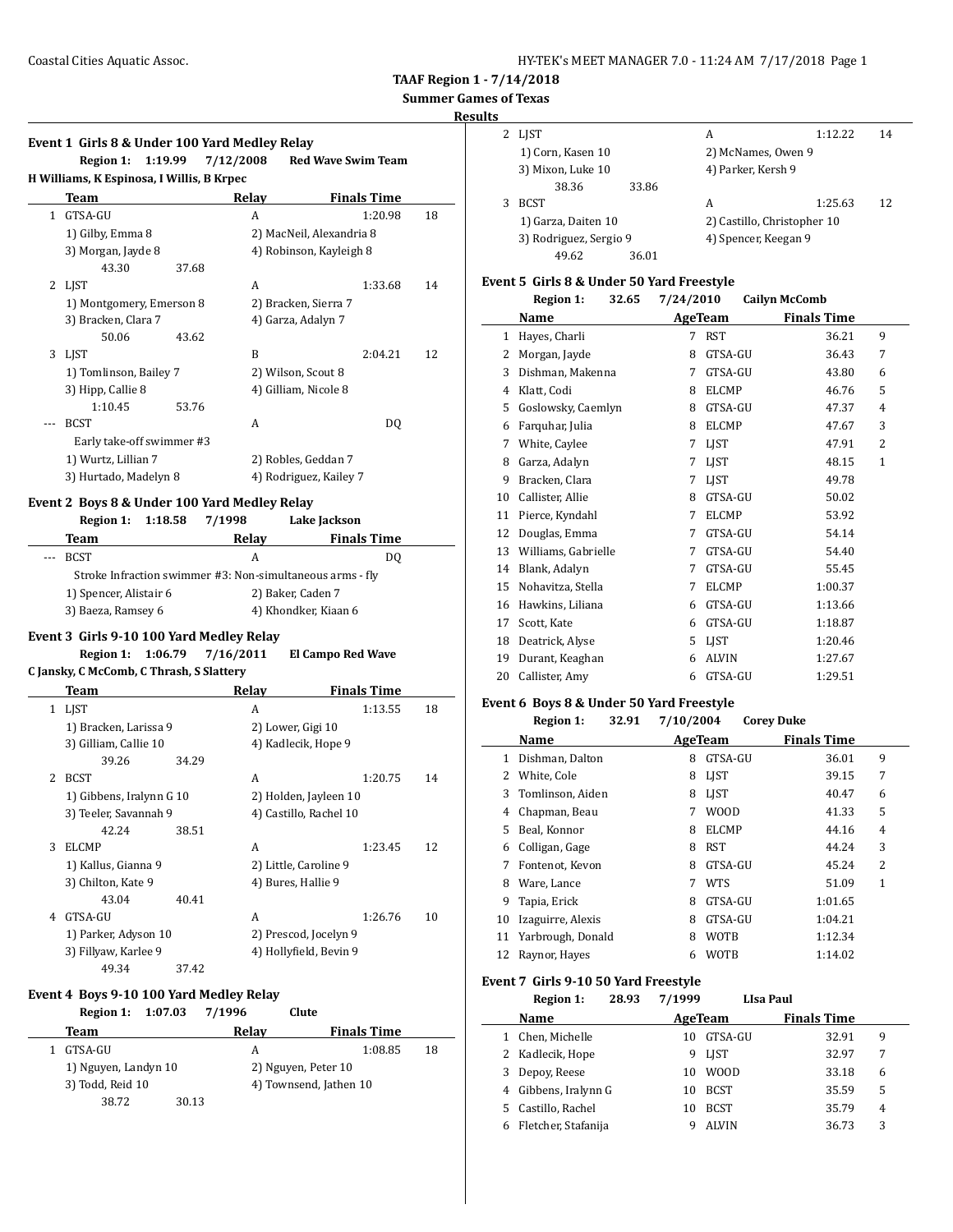# TAAF Region 1 - 7/14/2018

## Summer Games of Texas

### Results

**Event 1 Girls 8 & Under 100 Yard Medley Relay**

Region 1: 1:19.99 7/12/2008 Red Wave Swim Team
H Williams, K Espinosa, I Willis, B Krpec

| | Team | Relay | Finals Time | |
|---|---|---|---|---|
| 1 | GTSA-GU | A | 1:20.98 | 18 |
| | 1) Gilby, Emma 8 | 2) MacNeil, Alexandria 8 | | |
| | 3) Morgan, Jayde 8 | 4) Robinson, Kayleigh 8 | | |
| | 43.30 37.68 | | | |
| 2 | LJST | A | 1:33.68 | 14 |
| | 1) Montgomery, Emerson 8 | 2) Bracken, Sierra 7 | | |
| | 3) Bracken, Clara 7 | 4) Garza, Adalyn 7 | | |
| | 50.06 43.62 | | | |
| 3 | LJST | B | 2:04.21 | 12 |
| | 1) Tomlinson, Bailey 7 | 2) Wilson, Scout 8 | | |
| | 3) Hipp, Callie 8 | 4) Gilliam, Nicole 8 | | |
| | 1:10.45 53.76 | | | |
| --- | BCST | A | DQ | |
| | Early take-off swimmer #3 | | | |
| | 1) Wurtz, Lillian 7 | 2) Robles, Geddan 7 | | |
| | 3) Hurtado, Madelyn 8 | 4) Rodriguez, Kailey 7 | | |

**Event 2 Boys 8 & Under 100 Yard Medley Relay**

Region 1: 1:18.58 7/1998 Lake Jackson

| | Team | Relay | Finals Time |
|---|---|---|---|
| --- | BCST | A | DQ |
| | Stroke Infraction swimmer #3: Non-simultaneous arms - fly | | |
| | 1) Spencer, Alistair 6 | 2) Baker, Caden 7 | |
| | 3) Baeza, Ramsey 6 | 4) Khondker, Kiaan 6 | |

**Event 3 Girls 9-10 100 Yard Medley Relay**

Region 1: 1:06.79 7/16/2011 El Campo Red Wave
C Jansky, C McComb, C Thrash, S Slattery

| | Team | Relay | Finals Time | |
|---|---|---|---|---|
| 1 | LJST | A | 1:13.55 | 18 |
| | 1) Bracken, Larissa 9 | 2) Lower, Gigi 10 | | |
| | 3) Gilliam, Callie 10 | 4) Kadlecik, Hope 9 | | |
| | 39.26 34.29 | | | |
| 2 | BCST | A | 1:20.75 | 14 |
| | 1) Gibbens, Iralynn G 10 | 2) Holden, Jayleen 10 | | |
| | 3) Teeler, Savannah 9 | 4) Castillo, Rachel 10 | | |
| | 42.24 38.51 | | | |
| 3 | ELCMP | A | 1:23.45 | 12 |
| | 1) Kallus, Gianna 9 | 2) Little, Caroline 9 | | |
| | 3) Chilton, Kate 9 | 4) Bures, Hallie 9 | | |
| | 43.04 40.41 | | | |
| 4 | GTSA-GU | A | 1:26.76 | 10 |
| | 1) Parker, Adyson 10 | 2) Prescod, Jocelyn 9 | | |
| | 3) Fillyaw, Karlee 9 | 4) Hollyfield, Bevin 9 | | |
| | 49.34 37.42 | | | |

**Event 4 Boys 9-10 100 Yard Medley Relay**

Region 1: 1:07.03 7/1996 Clute

| | Team | Relay | Finals Time | |
|---|---|---|---|---|
| 1 | GTSA-GU | A | 1:08.85 | 18 |
| | 1) Nguyen, Landyn 10 | 2) Nguyen, Peter 10 | | |
| | 3) Todd, Reid 10 | 4) Townsend, Jathen 10 | | |
| | 38.72 30.13 | | | |
| 2 | LJST | A | 1:12.22 | 14 |
| | 1) Corn, Kasen 10 | 2) McNames, Owen 9 | | |
| | 3) Mixon, Luke 10 | 4) Parker, Kersh 9 | | |
| | 38.36 33.86 | | | |
| 3 | BCST | A | 1:25.63 | 12 |
| | 1) Garza, Daiten 10 | 2) Castillo, Christopher 10 | | |
| | 3) Rodriguez, Sergio 9 | 4) Spencer, Keegan 9 | | |
| | 49.62 36.01 | | | |

**Event 5 Girls 8 & Under 50 Yard Freestyle**

Region 1: 32.65 7/24/2010 Cailyn McComb

| | Name | Age | Team | Finals Time | |
|---|---|---|---|---|---|
| 1 | Hayes, Charli | 7 | RST | 36.21 | 9 |
| 2 | Morgan, Jayde | 8 | GTSA-GU | 36.43 | 7 |
| 3 | Dishman, Makenna | 7 | GTSA-GU | 43.80 | 6 |
| 4 | Klatt, Codi | 8 | ELCMP | 46.76 | 5 |
| 5 | Goslowsky, Caemlyn | 8 | GTSA-GU | 47.37 | 4 |
| 6 | Farquhar, Julia | 8 | ELCMP | 47.67 | 3 |
| 7 | White, Caylee | 7 | LJST | 47.91 | 2 |
| 8 | Garza, Adalyn | 7 | LJST | 48.15 | 1 |
| 9 | Bracken, Clara | 7 | LJST | 49.78 | |
| 10 | Callister, Allie | 8 | GTSA-GU | 50.02 | |
| 11 | Pierce, Kyndahl | 7 | ELCMP | 53.92 | |
| 12 | Douglas, Emma | 7 | GTSA-GU | 54.14 | |
| 13 | Williams, Gabrielle | 7 | GTSA-GU | 54.40 | |
| 14 | Blank, Adalyn | 7 | GTSA-GU | 55.45 | |
| 15 | Nohavitza, Stella | 7 | ELCMP | 1:00.37 | |
| 16 | Hawkins, Liliana | 6 | GTSA-GU | 1:13.66 | |
| 17 | Scott, Kate | 6 | GTSA-GU | 1:18.87 | |
| 18 | Deatrick, Alyse | 5 | LJST | 1:20.46 | |
| 19 | Durant, Keaghan | 6 | ALVIN | 1:27.67 | |
| 20 | Callister, Amy | 6 | GTSA-GU | 1:29.51 | |

**Event 6 Boys 8 & Under 50 Yard Freestyle**

Region 1: 32.91 7/10/2004 Corey Duke

| | Name | Age | Team | Finals Time | |
|---|---|---|---|---|---|
| 1 | Dishman, Dalton | 8 | GTSA-GU | 36.01 | 9 |
| 2 | White, Cole | 8 | LJST | 39.15 | 7 |
| 3 | Tomlinson, Aiden | 8 | LJST | 40.47 | 6 |
| 4 | Chapman, Beau | 7 | WOOD | 41.33 | 5 |
| 5 | Beal, Konnor | 8 | ELCMP | 44.16 | 4 |
| 6 | Colligan, Gage | 8 | RST | 44.24 | 3 |
| 7 | Fontenot, Kevon | 8 | GTSA-GU | 45.24 | 2 |
| 8 | Ware, Lance | 7 | WTS | 51.09 | 1 |
| 9 | Tapia, Erick | 8 | GTSA-GU | 1:01.65 | |
| 10 | Izaguirre, Alexis | 8 | GTSA-GU | 1:04.21 | |
| 11 | Yarbrough, Donald | 8 | WOTB | 1:12.34 | |
| 12 | Raynor, Hayes | 6 | WOTB | 1:14.02 | |

**Event 7 Girls 9-10 50 Yard Freestyle**

Region 1: 28.93 7/1999 LIsa Paul

| | Name | Age | Team | Finals Time | |
|---|---|---|---|---|---|
| 1 | Chen, Michelle | 10 | GTSA-GU | 32.91 | 9 |
| 2 | Kadlecik, Hope | 9 | LJST | 32.97 | 7 |
| 3 | Depoy, Reese | 10 | WOOD | 33.18 | 6 |
| 4 | Gibbens, Iralynn G | 10 | BCST | 35.59 | 5 |
| 5 | Castillo, Rachel | 10 | BCST | 35.79 | 4 |
| 6 | Fletcher, Stafanija | 9 | ALVIN | 36.73 | 3 |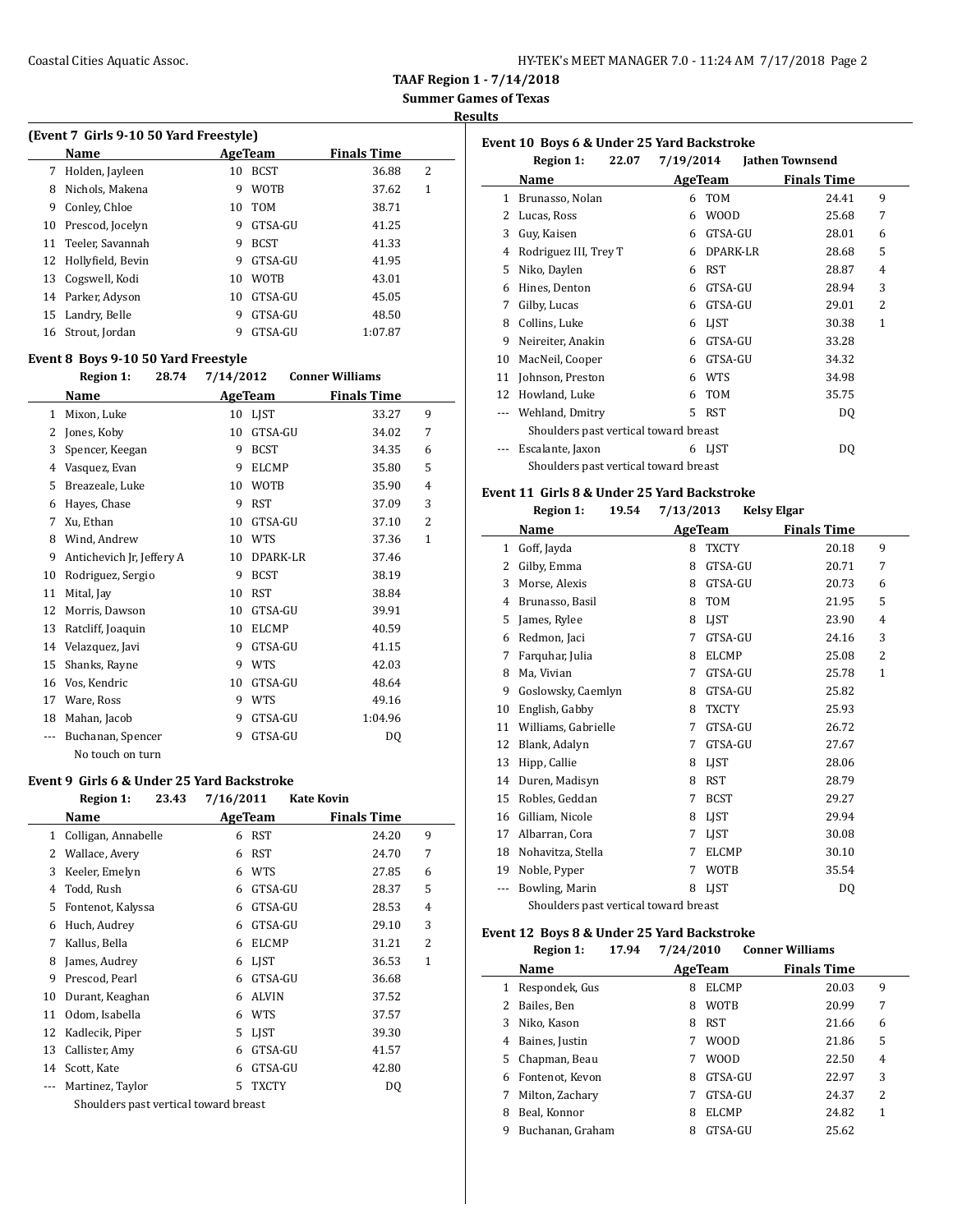**TAAF Region 1 - 7/14/2018**

**Summer Games of Texas**

**Results**

### (Event 7 Girls 9-10 50 Yard Freestyle)

| | Name | Age | Team | Finals Time | |
|---|---|---|---|---|---|
| 7 | Holden, Jayleen | 10 | BCST | 36.88 | 2 |
| 8 | Nichols, Makena | 9 | WOTB | 37.62 | 1 |
| 9 | Conley, Chloe | 10 | TOM | 38.71 | |
| 10 | Prescod, Jocelyn | 9 | GTSA-GU | 41.25 | |
| 11 | Teeler, Savannah | 9 | BCST | 41.33 | |
| 12 | Hollyfield, Bevin | 9 | GTSA-GU | 41.95 | |
| 13 | Cogswell, Kodi | 10 | WOTB | 43.01 | |
| 14 | Parker, Adyson | 10 | GTSA-GU | 45.05 | |
| 15 | Landry, Belle | 9 | GTSA-GU | 48.50 | |
| 16 | Strout, Jordan | 9 | GTSA-GU | 1:07.87 | |

### Event 8 Boys 9-10 50 Yard Freestyle

Region 1: 28.74 7/14/2012 Conner Williams

| | Name | Age | Team | Finals Time | |
|---|---|---|---|---|---|
| 1 | Mixon, Luke | 10 | LJST | 33.27 | 9 |
| 2 | Jones, Koby | 10 | GTSA-GU | 34.02 | 7 |
| 3 | Spencer, Keegan | 9 | BCST | 34.35 | 6 |
| 4 | Vasquez, Evan | 9 | ELCMP | 35.80 | 5 |
| 5 | Breazeale, Luke | 10 | WOTB | 35.90 | 4 |
| 6 | Hayes, Chase | 9 | RST | 37.09 | 3 |
| 7 | Xu, Ethan | 10 | GTSA-GU | 37.10 | 2 |
| 8 | Wind, Andrew | 10 | WTS | 37.36 | 1 |
| 9 | Antichevich Jr, Jeffery A | 10 | DPARK-LR | 37.46 | |
| 10 | Rodriguez, Sergio | 9 | BCST | 38.19 | |
| 11 | Mital, Jay | 10 | RST | 38.84 | |
| 12 | Morris, Dawson | 10 | GTSA-GU | 39.91 | |
| 13 | Ratcliff, Joaquin | 10 | ELCMP | 40.59 | |
| 14 | Velazquez, Javi | 9 | GTSA-GU | 41.15 | |
| 15 | Shanks, Rayne | 9 | WTS | 42.03 | |
| 16 | Vos, Kendric | 10 | GTSA-GU | 48.64 | |
| 17 | Ware, Ross | 9 | WTS | 49.16 | |
| 18 | Mahan, Jacob | 9 | GTSA-GU | 1:04.96 | |
| --- | Buchanan, Spencer | 9 | GTSA-GU | DQ | |
| | No touch on turn | | | | |

### Event 9 Girls 6 & Under 25 Yard Backstroke

Region 1: 23.43 7/16/2011 Kate Kovin

| | Name | Age | Team | Finals Time | |
|---|---|---|---|---|---|
| 1 | Colligan, Annabelle | 6 | RST | 24.20 | 9 |
| 2 | Wallace, Avery | 6 | RST | 24.70 | 7 |
| 3 | Keeler, Emelyn | 6 | WTS | 27.85 | 6 |
| 4 | Todd, Rush | 6 | GTSA-GU | 28.37 | 5 |
| 5 | Fontenot, Kalyssa | 6 | GTSA-GU | 28.53 | 4 |
| 6 | Huch, Audrey | 6 | GTSA-GU | 29.10 | 3 |
| 7 | Kallus, Bella | 6 | ELCMP | 31.21 | 2 |
| 8 | James, Audrey | 6 | LJST | 36.53 | 1 |
| 9 | Prescod, Pearl | 6 | GTSA-GU | 36.68 | |
| 10 | Durant, Keaghan | 6 | ALVIN | 37.52 | |
| 11 | Odom, Isabella | 6 | WTS | 37.57 | |
| 12 | Kadlecik, Piper | 5 | LJST | 39.30 | |
| 13 | Callister, Amy | 6 | GTSA-GU | 41.57 | |
| 14 | Scott, Kate | 6 | GTSA-GU | 42.80 | |
| --- | Martinez, Taylor | 5 | TXCTY | DQ | |
| | Shoulders past vertical toward breast | | | | |

### Event 10 Boys 6 & Under 25 Yard Backstroke

Region 1: 22.07 7/19/2014 Jathen Townsend

| | Name | Age | Team | Finals Time | |
|---|---|---|---|---|---|
| 1 | Brunasso, Nolan | 6 | TOM | 24.41 | 9 |
| 2 | Lucas, Ross | 6 | WOOD | 25.68 | 7 |
| 3 | Guy, Kaisen | 6 | GTSA-GU | 28.01 | 6 |
| 4 | Rodriguez III, Trey T | 6 | DPARK-LR | 28.68 | 5 |
| 5 | Niko, Daylen | 6 | RST | 28.87 | 4 |
| 6 | Hines, Denton | 6 | GTSA-GU | 28.94 | 3 |
| 7 | Gilby, Lucas | 6 | GTSA-GU | 29.01 | 2 |
| 8 | Collins, Luke | 6 | LJST | 30.38 | 1 |
| 9 | Neireiter, Anakin | 6 | GTSA-GU | 33.28 | |
| 10 | MacNeil, Cooper | 6 | GTSA-GU | 34.32 | |
| 11 | Johnson, Preston | 6 | WTS | 34.98 | |
| 12 | Howland, Luke | 6 | TOM | 35.75 | |
| --- | Wehland, Dmitry | 5 | RST | DQ | |
| | Shoulders past vertical toward breast | | | | |
| --- | Escalante, Jaxon | 6 | LJST | DQ | |
| | Shoulders past vertical toward breast | | | | |

### Event 11 Girls 8 & Under 25 Yard Backstroke

Region 1: 19.54 7/13/2013 Kelsy Elgar

| | Name | Age | Team | Finals Time | |
|---|---|---|---|---|---|
| 1 | Goff, Jayda | 8 | TXCTY | 20.18 | 9 |
| 2 | Gilby, Emma | 8 | GTSA-GU | 20.71 | 7 |
| 3 | Morse, Alexis | 8 | GTSA-GU | 20.73 | 6 |
| 4 | Brunasso, Basil | 8 | TOM | 21.95 | 5 |
| 5 | James, Rylee | 8 | LJST | 23.90 | 4 |
| 6 | Redmon, Jaci | 7 | GTSA-GU | 24.16 | 3 |
| 7 | Farquhar, Julia | 8 | ELCMP | 25.08 | 2 |
| 8 | Ma, Vivian | 7 | GTSA-GU | 25.78 | 1 |
| 9 | Goslowsky, Caemlyn | 8 | GTSA-GU | 25.82 | |
| 10 | English, Gabby | 8 | TXCTY | 25.93 | |
| 11 | Williams, Gabrielle | 7 | GTSA-GU | 26.72 | |
| 12 | Blank, Adalyn | 7 | GTSA-GU | 27.67 | |
| 13 | Hipp, Callie | 8 | LJST | 28.06 | |
| 14 | Duren, Madisyn | 8 | RST | 28.79 | |
| 15 | Robles, Geddan | 7 | BCST | 29.27 | |
| 16 | Gilliam, Nicole | 8 | LJST | 29.94 | |
| 17 | Albarran, Cora | 7 | LJST | 30.08 | |
| 18 | Nohavitza, Stella | 7 | ELCMP | 30.10 | |
| 19 | Noble, Pyper | 7 | WOTB | 35.54 | |
| --- | Bowling, Marin | 8 | LJST | DQ | |
| | Shoulders past vertical toward breast | | | | |

### Event 12 Boys 8 & Under 25 Yard Backstroke

Region 1: 17.94 7/24/2010 Conner Williams

| | Name | Age | Team | Finals Time | |
|---|---|---|---|---|---|
| 1 | Respondek, Gus | 8 | ELCMP | 20.03 | 9 |
| 2 | Bailes, Ben | 8 | WOTB | 20.99 | 7 |
| 3 | Niko, Kason | 8 | RST | 21.66 | 6 |
| 4 | Baines, Justin | 7 | WOOD | 21.86 | 5 |
| 5 | Chapman, Beau | 7 | WOOD | 22.50 | 4 |
| 6 | Fontenot, Kevon | 8 | GTSA-GU | 22.97 | 3 |
| 7 | Milton, Zachary | 7 | GTSA-GU | 24.37 | 2 |
| 8 | Beal, Konnor | 8 | ELCMP | 24.82 | 1 |
| 9 | Buchanan, Graham | 8 | GTSA-GU | 25.62 | |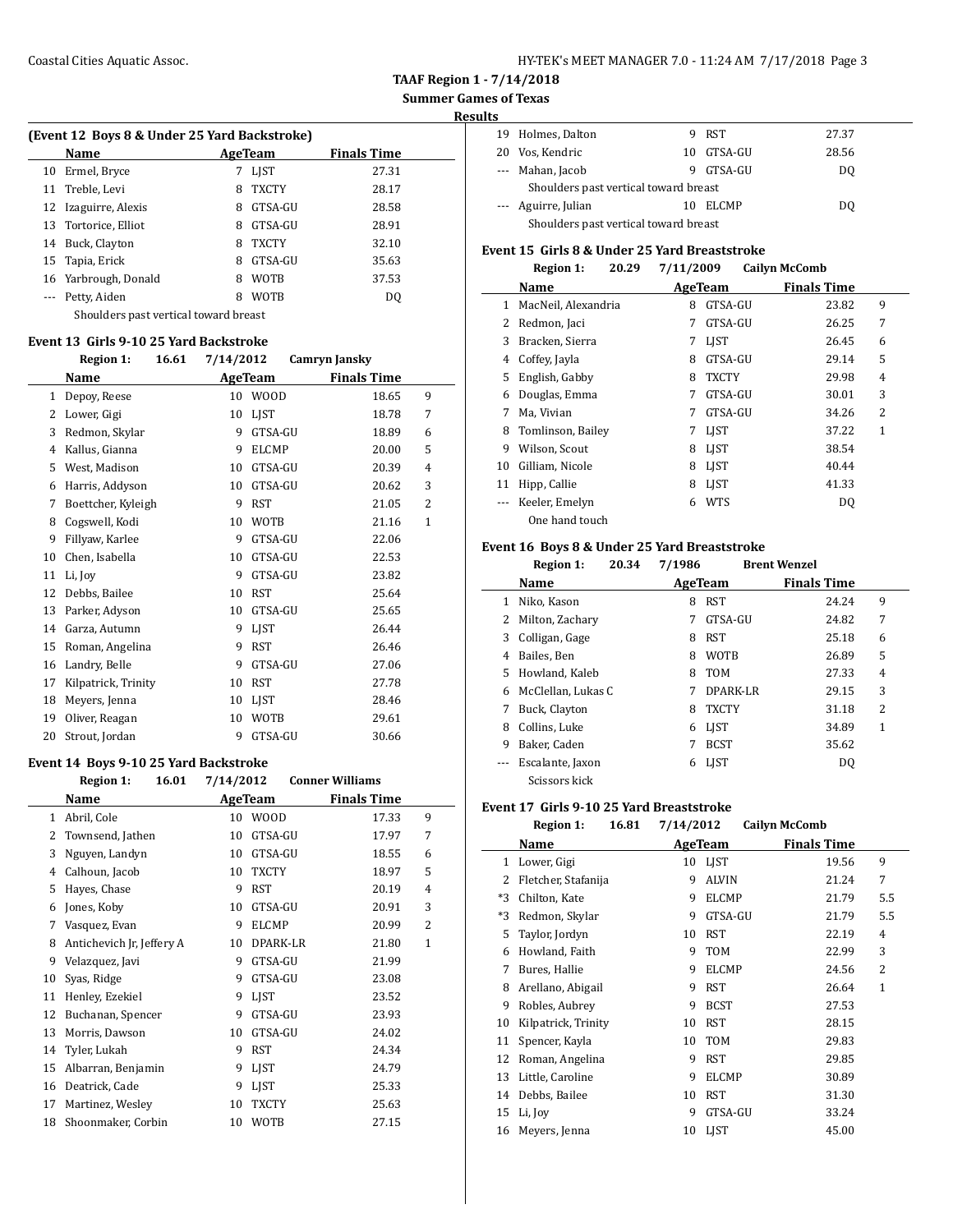**TAAF Region 1 - 7/14/2018**

**Summer Games of Texas**

**Results**

### (Event 12 Boys 8 & Under 25 Yard Backstroke)

| | Name | Age | Team | Finals Time | |
|---|---|---|---|---|---|
| 10 | Ermel, Bryce | 7 | LJST | 27.31 | |
| 11 | Treble, Levi | 8 | TXCTY | 28.17 | |
| 12 | Izaguirre, Alexis | 8 | GTSA-GU | 28.58 | |
| 13 | Tortorice, Elliot | 8 | GTSA-GU | 28.91 | |
| 14 | Buck, Clayton | 8 | TXCTY | 32.10 | |
| 15 | Tapia, Erick | 8 | GTSA-GU | 35.63 | |
| 16 | Yarbrough, Donald | 8 | WOTB | 37.53 | |
| --- | Petty, Aiden | 8 | WOTB | DQ | |

Shoulders past vertical toward breast

### Event 13 Girls 9-10 25 Yard Backstroke

Region 1: 16.61 7/14/2012 Camryn Jansky

| | Name | Age | Team | Finals Time | |
|---|---|---|---|---|---|
| 1 | Depoy, Reese | 10 | WOOD | 18.65 | 9 |
| 2 | Lower, Gigi | 10 | LJST | 18.78 | 7 |
| 3 | Redmon, Skylar | 9 | GTSA-GU | 18.89 | 6 |
| 4 | Kallus, Gianna | 9 | ELCMP | 20.00 | 5 |
| 5 | West, Madison | 10 | GTSA-GU | 20.39 | 4 |
| 6 | Harris, Addyson | 10 | GTSA-GU | 20.62 | 3 |
| 7 | Boettcher, Kyleigh | 9 | RST | 21.05 | 2 |
| 8 | Cogswell, Kodi | 10 | WOTB | 21.16 | 1 |
| 9 | Fillyaw, Karlee | 9 | GTSA-GU | 22.06 | |
| 10 | Chen, Isabella | 10 | GTSA-GU | 22.53 | |
| 11 | Li, Joy | 9 | GTSA-GU | 23.82 | |
| 12 | Debbs, Bailee | 10 | RST | 25.64 | |
| 13 | Parker, Adyson | 10 | GTSA-GU | 25.65 | |
| 14 | Garza, Autumn | 9 | LJST | 26.44 | |
| 15 | Roman, Angelina | 9 | RST | 26.46 | |
| 16 | Landry, Belle | 9 | GTSA-GU | 27.06 | |
| 17 | Kilpatrick, Trinity | 10 | RST | 27.78 | |
| 18 | Meyers, Jenna | 10 | LJST | 28.46 | |
| 19 | Oliver, Reagan | 10 | WOTB | 29.61 | |
| 20 | Strout, Jordan | 9 | GTSA-GU | 30.66 | |

### Event 14 Boys 9-10 25 Yard Backstroke

Region 1: 16.01 7/14/2012 Conner Williams

| | Name | Age | Team | Finals Time | |
|---|---|---|---|---|---|
| 1 | Abril, Cole | 10 | WOOD | 17.33 | 9 |
| 2 | Townsend, Jathen | 10 | GTSA-GU | 17.97 | 7 |
| 3 | Nguyen, Landyn | 10 | GTSA-GU | 18.55 | 6 |
| 4 | Calhoun, Jacob | 10 | TXCTY | 18.97 | 5 |
| 5 | Hayes, Chase | 9 | RST | 20.19 | 4 |
| 6 | Jones, Koby | 10 | GTSA-GU | 20.91 | 3 |
| 7 | Vasquez, Evan | 9 | ELCMP | 20.99 | 2 |
| 8 | Antichevich Jr, Jeffery A | 10 | DPARK-LR | 21.80 | 1 |
| 9 | Velazquez, Javi | 9 | GTSA-GU | 21.99 | |
| 10 | Syas, Ridge | 9 | GTSA-GU | 23.08 | |
| 11 | Henley, Ezekiel | 9 | LJST | 23.52 | |
| 12 | Buchanan, Spencer | 9 | GTSA-GU | 23.93 | |
| 13 | Morris, Dawson | 10 | GTSA-GU | 24.02 | |
| 14 | Tyler, Lukah | 9 | RST | 24.34 | |
| 15 | Albarran, Benjamin | 9 | LJST | 24.79 | |
| 16 | Deatrick, Cade | 9 | LJST | 25.33 | |
| 17 | Martinez, Wesley | 10 | TXCTY | 25.63 | |
| 18 | Shoonmaker, Corbin | 10 | WOTB | 27.15 | |
| 19 | Holmes, Dalton | 9 | RST | 27.37 | |
| 20 | Vos, Kendric | 10 | GTSA-GU | 28.56 | |
| --- | Mahan, Jacob | 9 | GTSA-GU | DQ | |
| | Shoulders past vertical toward breast | | | | |
| --- | Aguirre, Julian | 10 | ELCMP | DQ | |
| | Shoulders past vertical toward breast | | | | |

### Event 15 Girls 8 & Under 25 Yard Breaststroke

Region 1: 20.29 7/11/2009 Cailyn McComb

| | Name | Age | Team | Finals Time | |
|---|---|---|---|---|---|
| 1 | MacNeil, Alexandria | 8 | GTSA-GU | 23.82 | 9 |
| 2 | Redmon, Jaci | 7 | GTSA-GU | 26.25 | 7 |
| 3 | Bracken, Sierra | 7 | LJST | 26.45 | 6 |
| 4 | Coffey, Jayla | 8 | GTSA-GU | 29.14 | 5 |
| 5 | English, Gabby | 8 | TXCTY | 29.98 | 4 |
| 6 | Douglas, Emma | 7 | GTSA-GU | 30.01 | 3 |
| 7 | Ma, Vivian | 7 | GTSA-GU | 34.26 | 2 |
| 8 | Tomlinson, Bailey | 7 | LJST | 37.22 | 1 |
| 9 | Wilson, Scout | 8 | LJST | 38.54 | |
| 10 | Gilliam, Nicole | 8 | LJST | 40.44 | |
| 11 | Hipp, Callie | 8 | LJST | 41.33 | |
| --- | Keeler, Emelyn | 6 | WTS | DQ | |

One hand touch

### Event 16 Boys 8 & Under 25 Yard Breaststroke

Region 1: 20.34 7/1986 Brent Wenzel

| | Name | Age | Team | Finals Time | |
|---|---|---|---|---|---|
| 1 | Niko, Kason | 8 | RST | 24.24 | 9 |
| 2 | Milton, Zachary | 7 | GTSA-GU | 24.82 | 7 |
| 3 | Colligan, Gage | 8 | RST | 25.18 | 6 |
| 4 | Bailes, Ben | 8 | WOTB | 26.89 | 5 |
| 5 | Howland, Kaleb | 8 | TOM | 27.33 | 4 |
| 6 | McClellan, Lukas C | 7 | DPARK-LR | 29.15 | 3 |
| 7 | Buck, Clayton | 8 | TXCTY | 31.18 | 2 |
| 8 | Collins, Luke | 6 | LJST | 34.89 | 1 |
| 9 | Baker, Caden | 7 | BCST | 35.62 | |
| --- | Escalante, Jaxon | 6 | LJST | DQ | |

Scissors kick

### Event 17 Girls 9-10 25 Yard Breaststroke

Region 1: 16.81 7/14/2012 Cailyn McComb

| | Name | Age | Team | Finals Time | |
|---|---|---|---|---|---|
| 1 | Lower, Gigi | 10 | LJST | 19.56 | 9 |
| 2 | Fletcher, Stafanija | 9 | ALVIN | 21.24 | 7 |
| *3 | Chilton, Kate | 9 | ELCMP | 21.79 | 5.5 |
| *3 | Redmon, Skylar | 9 | GTSA-GU | 21.79 | 5.5 |
| 5 | Taylor, Jordyn | 10 | RST | 22.19 | 4 |
| 6 | Howland, Faith | 9 | TOM | 22.99 | 3 |
| 7 | Bures, Hallie | 9 | ELCMP | 24.56 | 2 |
| 8 | Arellano, Abigail | 9 | RST | 26.64 | 1 |
| 9 | Robles, Aubrey | 9 | BCST | 27.53 | |
| 10 | Kilpatrick, Trinity | 10 | RST | 28.15 | |
| 11 | Spencer, Kayla | 10 | TOM | 29.83 | |
| 12 | Roman, Angelina | 9 | RST | 29.85 | |
| 13 | Little, Caroline | 9 | ELCMP | 30.89 | |
| 14 | Debbs, Bailee | 10 | RST | 31.30 | |
| 15 | Li, Joy | 9 | GTSA-GU | 33.24 | |
| 16 | Meyers, Jenna | 10 | LJST | 45.00 | |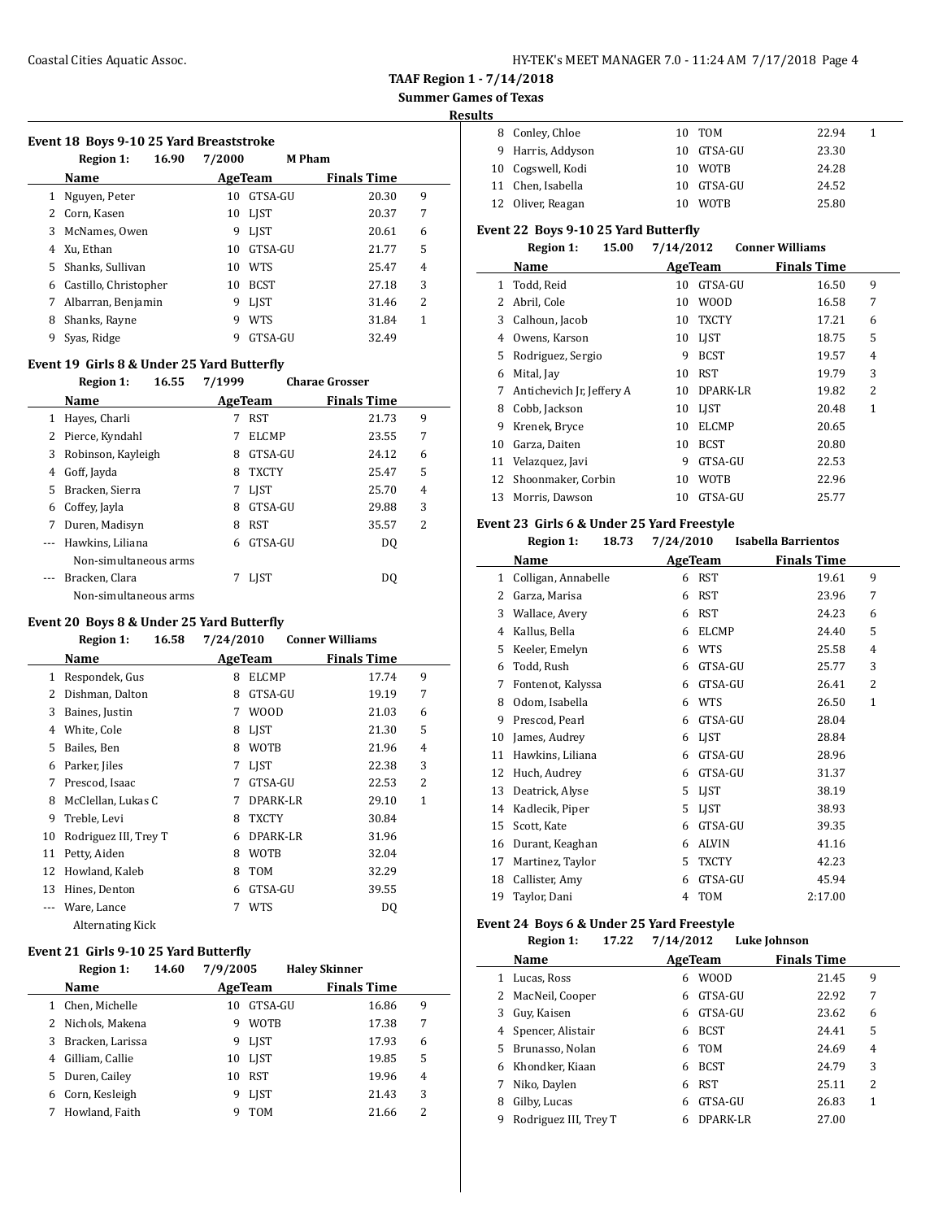**TAAF Region 1 - 7/14/2018**

**Summer Games of Texas**

**Results**

### Event 18 Boys 9-10 25 Yard Breaststroke

Region 1: 16.90 7/2000 M Pham

| | Name | Age | Team | Finals Time | |
|---|---|---|---|---|---|
| 1 | Nguyen, Peter | 10 | GTSA-GU | 20.30 | 9 |
| 2 | Corn, Kasen | 10 | LJST | 20.37 | 7 |
| 3 | McNames, Owen | 9 | LJST | 20.61 | 6 |
| 4 | Xu, Ethan | 10 | GTSA-GU | 21.77 | 5 |
| 5 | Shanks, Sullivan | 10 | WTS | 25.47 | 4 |
| 6 | Castillo, Christopher | 10 | BCST | 27.18 | 3 |
| 7 | Albarran, Benjamin | 9 | LJST | 31.46 | 2 |
| 8 | Shanks, Rayne | 9 | WTS | 31.84 | 1 |
| 9 | Syas, Ridge | 9 | GTSA-GU | 32.49 | |

### Event 19 Girls 8 & Under 25 Yard Butterfly

Region 1: 16.55 7/1999 Charae Grosser

| | Name | Age | Team | Finals Time | |
|---|---|---|---|---|---|
| 1 | Hayes, Charli | 7 | RST | 21.73 | 9 |
| 2 | Pierce, Kyndahl | 7 | ELCMP | 23.55 | 7 |
| 3 | Robinson, Kayleigh | 8 | GTSA-GU | 24.12 | 6 |
| 4 | Goff, Jayda | 8 | TXCTY | 25.47 | 5 |
| 5 | Bracken, Sierra | 7 | LJST | 25.70 | 4 |
| 6 | Coffey, Jayla | 8 | GTSA-GU | 29.88 | 3 |
| 7 | Duren, Madisyn | 8 | RST | 35.57 | 2 |
| --- | Hawkins, Liliana | 6 | GTSA-GU | DQ | |
| | Non-simultaneous arms | | | | |
| --- | Bracken, Clara | 7 | LJST | DQ | |
| | Non-simultaneous arms | | | | |

### Event 20 Boys 8 & Under 25 Yard Butterfly

Region 1: 16.58 7/24/2010 Conner Williams

| | Name | Age | Team | Finals Time | |
|---|---|---|---|---|---|
| 1 | Respondek, Gus | 8 | ELCMP | 17.74 | 9 |
| 2 | Dishman, Dalton | 8 | GTSA-GU | 19.19 | 7 |
| 3 | Baines, Justin | 7 | WOOD | 21.03 | 6 |
| 4 | White, Cole | 8 | LJST | 21.30 | 5 |
| 5 | Bailes, Ben | 8 | WOTB | 21.96 | 4 |
| 6 | Parker, Jiles | 7 | LJST | 22.38 | 3 |
| 7 | Prescod, Isaac | 7 | GTSA-GU | 22.53 | 2 |
| 8 | McClellan, Lukas C | 7 | DPARK-LR | 29.10 | 1 |
| 9 | Treble, Levi | 8 | TXCTY | 30.84 | |
| 10 | Rodriguez III, Trey T | 6 | DPARK-LR | 31.96 | |
| 11 | Petty, Aiden | 8 | WOTB | 32.04 | |
| 12 | Howland, Kaleb | 8 | TOM | 32.29 | |
| 13 | Hines, Denton | 6 | GTSA-GU | 39.55 | |
| --- | Ware, Lance | 7 | WTS | DQ | |
| | Alternating Kick | | | | |

### Event 21 Girls 9-10 25 Yard Butterfly

Region 1: 14.60 7/9/2005 Haley Skinner

| | Name | Age | Team | Finals Time | |
|---|---|---|---|---|---|
| 1 | Chen, Michelle | 10 | GTSA-GU | 16.86 | 9 |
| 2 | Nichols, Makena | 9 | WOTB | 17.38 | 7 |
| 3 | Bracken, Larissa | 9 | LJST | 17.93 | 6 |
| 4 | Gilliam, Callie | 10 | LJST | 19.85 | 5 |
| 5 | Duren, Cailey | 10 | RST | 19.96 | 4 |
| 6 | Corn, Kesleigh | 9 | LJST | 21.43 | 3 |
| 7 | Howland, Faith | 9 | TOM | 21.66 | 2 |
| 8 | Conley, Chloe | 10 | TOM | 22.94 | 1 |
| 9 | Harris, Addyson | 10 | GTSA-GU | 23.30 | |
| 10 | Cogswell, Kodi | 10 | WOTB | 24.28 | |
| 11 | Chen, Isabella | 10 | GTSA-GU | 24.52 | |
| 12 | Oliver, Reagan | 10 | WOTB | 25.80 | |

### Event 22 Boys 9-10 25 Yard Butterfly

Region 1: 15.00 7/14/2012 Conner Williams

| | Name | Age | Team | Finals Time | |
|---|---|---|---|---|---|
| 1 | Todd, Reid | 10 | GTSA-GU | 16.50 | 9 |
| 2 | Abril, Cole | 10 | WOOD | 16.58 | 7 |
| 3 | Calhoun, Jacob | 10 | TXCTY | 17.21 | 6 |
| 4 | Owens, Karson | 10 | LJST | 18.75 | 5 |
| 5 | Rodriguez, Sergio | 9 | BCST | 19.57 | 4 |
| 6 | Mital, Jay | 10 | RST | 19.79 | 3 |
| 7 | Antichevich Jr, Jeffery A | 10 | DPARK-LR | 19.82 | 2 |
| 8 | Cobb, Jackson | 10 | LJST | 20.48 | 1 |
| 9 | Krenek, Bryce | 10 | ELCMP | 20.65 | |
| 10 | Garza, Daiten | 10 | BCST | 20.80 | |
| 11 | Velazquez, Javi | 9 | GTSA-GU | 22.53 | |
| 12 | Shoonmaker, Corbin | 10 | WOTB | 22.96 | |
| 13 | Morris, Dawson | 10 | GTSA-GU | 25.77 | |

### Event 23 Girls 6 & Under 25 Yard Freestyle

Region 1: 18.73 7/24/2010 Isabella Barrientos

| | Name | Age | Team | Finals Time | |
|---|---|---|---|---|---|
| 1 | Colligan, Annabelle | 6 | RST | 19.61 | 9 |
| 2 | Garza, Marisa | 6 | RST | 23.96 | 7 |
| 3 | Wallace, Avery | 6 | RST | 24.23 | 6 |
| 4 | Kallus, Bella | 6 | ELCMP | 24.40 | 5 |
| 5 | Keeler, Emelyn | 6 | WTS | 25.58 | 4 |
| 6 | Todd, Rush | 6 | GTSA-GU | 25.77 | 3 |
| 7 | Fontenot, Kalyssa | 6 | GTSA-GU | 26.41 | 2 |
| 8 | Odom, Isabella | 6 | WTS | 26.50 | 1 |
| 9 | Prescod, Pearl | 6 | GTSA-GU | 28.04 | |
| 10 | James, Audrey | 6 | LJST | 28.84 | |
| 11 | Hawkins, Liliana | 6 | GTSA-GU | 28.96 | |
| 12 | Huch, Audrey | 6 | GTSA-GU | 31.37 | |
| 13 | Deatrick, Alyse | 5 | LJST | 38.19 | |
| 14 | Kadlecik, Piper | 5 | LJST | 38.93 | |
| 15 | Scott, Kate | 6 | GTSA-GU | 39.35 | |
| 16 | Durant, Keaghan | 6 | ALVIN | 41.16 | |
| 17 | Martinez, Taylor | 5 | TXCTY | 42.23 | |
| 18 | Callister, Amy | 6 | GTSA-GU | 45.94 | |
| 19 | Taylor, Dani | 4 | TOM | 2:17.00 | |

### Event 24 Boys 6 & Under 25 Yard Freestyle

Region 1: 17.22 7/14/2012 Luke Johnson

| | Name | Age | Team | Finals Time | |
|---|---|---|---|---|---|
| 1 | Lucas, Ross | 6 | WOOD | 21.45 | 9 |
| 2 | MacNeil, Cooper | 6 | GTSA-GU | 22.92 | 7 |
| 3 | Guy, Kaisen | 6 | GTSA-GU | 23.62 | 6 |
| 4 | Spencer, Alistair | 6 | BCST | 24.41 | 5 |
| 5 | Brunasso, Nolan | 6 | TOM | 24.69 | 4 |
| 6 | Khondker, Kiaan | 6 | BCST | 24.79 | 3 |
| 7 | Niko, Daylen | 6 | RST | 25.11 | 2 |
| 8 | Gilby, Lucas | 6 | GTSA-GU | 26.83 | 1 |
| 9 | Rodriguez III, Trey T | 6 | DPARK-LR | 27.00 | |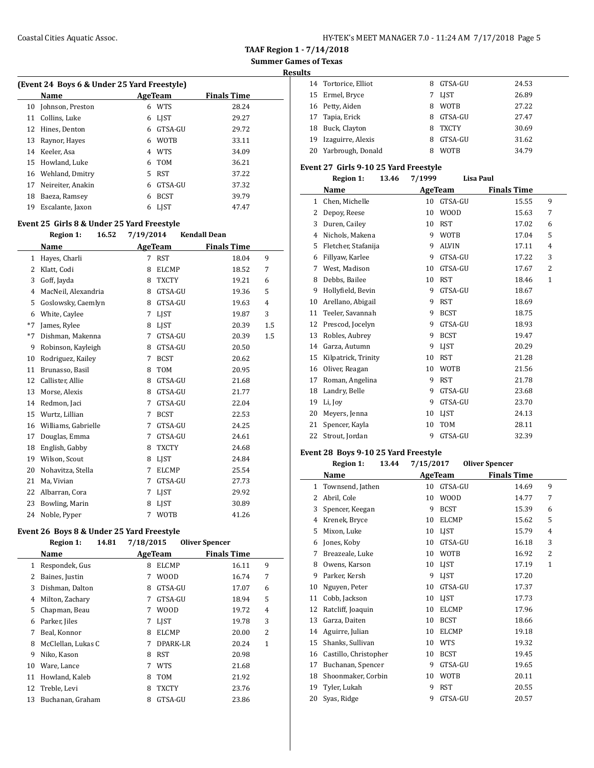**TAAF Region 1 - 7/14/2018**

**Summer Games of Texas**

**Results**

## (Event 24 Boys 6 & Under 25 Yard Freestyle)

| | Name | Age | Team | Finals Time | |
|---|---|---|---|---|---|
| 10 | Johnson, Preston | 6 | WTS | 28.24 | |
| 11 | Collins, Luke | 6 | LJST | 29.27 | |
| 12 | Hines, Denton | 6 | GTSA-GU | 29.72 | |
| 13 | Raynor, Hayes | 6 | WOTB | 33.11 | |
| 14 | Keeler, Asa | 4 | WTS | 34.09 | |
| 15 | Howland, Luke | 6 | TOM | 36.21 | |
| 16 | Wehland, Dmitry | 5 | RST | 37.22 | |
| 17 | Neireiter, Anakin | 6 | GTSA-GU | 37.32 | |
| 18 | Baeza, Ramsey | 6 | BCST | 39.79 | |
| 19 | Escalante, Jaxon | 6 | LJST | 47.47 | |

## Event 25 Girls 8 & Under 25 Yard Freestyle

**Region 1: 16.52 7/19/2014 Kendall Dean**

| | Name | Age | Team | Finals Time | |
|---|---|---|---|---|---|
| 1 | Hayes, Charli | 7 | RST | 18.04 | 9 |
| 2 | Klatt, Codi | 8 | ELCMP | 18.52 | 7 |
| 3 | Goff, Jayda | 8 | TXCTY | 19.21 | 6 |
| 4 | MacNeil, Alexandria | 8 | GTSA-GU | 19.36 | 5 |
| 5 | Goslowsky, Caemlyn | 8 | GTSA-GU | 19.63 | 4 |
| 6 | White, Caylee | 7 | LJST | 19.87 | 3 |
| *7 | James, Rylee | 8 | LJST | 20.39 | 1.5 |
| *7 | Dishman, Makenna | 7 | GTSA-GU | 20.39 | 1.5 |
| 9 | Robinson, Kayleigh | 8 | GTSA-GU | 20.50 | |
| 10 | Rodriguez, Kailey | 7 | BCST | 20.62 | |
| 11 | Brunasso, Basil | 8 | TOM | 20.95 | |
| 12 | Callister, Allie | 8 | GTSA-GU | 21.68 | |
| 13 | Morse, Alexis | 8 | GTSA-GU | 21.77 | |
| 14 | Redmon, Jaci | 7 | GTSA-GU | 22.04 | |
| 15 | Wurtz, Lillian | 7 | BCST | 22.53 | |
| 16 | Williams, Gabrielle | 7 | GTSA-GU | 24.25 | |
| 17 | Douglas, Emma | 7 | GTSA-GU | 24.61 | |
| 18 | English, Gabby | 8 | TXCTY | 24.68 | |
| 19 | Wilson, Scout | 8 | LJST | 24.84 | |
| 20 | Nohavitza, Stella | 7 | ELCMP | 25.54 | |
| 21 | Ma, Vivian | 7 | GTSA-GU | 27.73 | |
| 22 | Albarran, Cora | 7 | LJST | 29.92 | |
| 23 | Bowling, Marin | 8 | LJST | 30.89 | |
| 24 | Noble, Pyper | 7 | WOTB | 41.26 | |

## Event 26 Boys 8 & Under 25 Yard Freestyle

**Region 1: 14.81 7/18/2015 Oliver Spencer**

| | Name | Age | Team | Finals Time | |
|---|---|---|---|---|---|
| 1 | Respondek, Gus | 8 | ELCMP | 16.11 | 9 |
| 2 | Baines, Justin | 7 | WOOD | 16.74 | 7 |
| 3 | Dishman, Dalton | 8 | GTSA-GU | 17.07 | 6 |
| 4 | Milton, Zachary | 7 | GTSA-GU | 18.94 | 5 |
| 5 | Chapman, Beau | 7 | WOOD | 19.72 | 4 |
| 6 | Parker, Jiles | 7 | LJST | 19.78 | 3 |
| 7 | Beal, Konnor | 8 | ELCMP | 20.00 | 2 |
| 8 | McClellan, Lukas C | 7 | DPARK-LR | 20.24 | 1 |
| 9 | Niko, Kason | 8 | RST | 20.98 | |
| 10 | Ware, Lance | 7 | WTS | 21.68 | |
| 11 | Howland, Kaleb | 8 | TOM | 21.92 | |
| 12 | Treble, Levi | 8 | TXCTY | 23.76 | |
| 13 | Buchanan, Graham | 8 | GTSA-GU | 23.86 | |
| 14 | Tortorice, Elliot | 8 | GTSA-GU | 24.53 | |
| 15 | Ermel, Bryce | 7 | LJST | 26.89 | |
| 16 | Petty, Aiden | 8 | WOTB | 27.22 | |
| 17 | Tapia, Erick | 8 | GTSA-GU | 27.47 | |
| 18 | Buck, Clayton | 8 | TXCTY | 30.69 | |
| 19 | Izaguirre, Alexis | 8 | GTSA-GU | 31.62 | |
| 20 | Yarbrough, Donald | 8 | WOTB | 34.79 | |

## Event 27 Girls 9-10 25 Yard Freestyle

**Region 1: 13.46 7/1999 Lisa Paul**

| | Name | Age | Team | Finals Time | |
|---|---|---|---|---|---|
| 1 | Chen, Michelle | 10 | GTSA-GU | 15.55 | 9 |
| 2 | Depoy, Reese | 10 | WOOD | 15.63 | 7 |
| 3 | Duren, Cailey | 10 | RST | 17.02 | 6 |
| 4 | Nichols, Makena | 9 | WOTB | 17.04 | 5 |
| 5 | Fletcher, Stafanija | 9 | ALVIN | 17.11 | 4 |
| 6 | Fillyaw, Karlee | 9 | GTSA-GU | 17.22 | 3 |
| 7 | West, Madison | 10 | GTSA-GU | 17.67 | 2 |
| 8 | Debbs, Bailee | 10 | RST | 18.46 | 1 |
| 9 | Hollyfield, Bevin | 9 | GTSA-GU | 18.67 | |
| 10 | Arellano, Abigail | 9 | RST | 18.69 | |
| 11 | Teeler, Savannah | 9 | BCST | 18.75 | |
| 12 | Prescod, Jocelyn | 9 | GTSA-GU | 18.93 | |
| 13 | Robles, Aubrey | 9 | BCST | 19.47 | |
| 14 | Garza, Autumn | 9 | LJST | 20.29 | |
| 15 | Kilpatrick, Trinity | 10 | RST | 21.28 | |
| 16 | Oliver, Reagan | 10 | WOTB | 21.56 | |
| 17 | Roman, Angelina | 9 | RST | 21.78 | |
| 18 | Landry, Belle | 9 | GTSA-GU | 23.68 | |
| 19 | Li, Joy | 9 | GTSA-GU | 23.70 | |
| 20 | Meyers, Jenna | 10 | LJST | 24.13 | |
| 21 | Spencer, Kayla | 10 | TOM | 28.11 | |
| 22 | Strout, Jordan | 9 | GTSA-GU | 32.39 | |

## Event 28 Boys 9-10 25 Yard Freestyle

**Region 1: 13.44 7/15/2017 Oliver Spencer**

| | Name | Age | Team | Finals Time | |
|---|---|---|---|---|---|
| 1 | Townsend, Jathen | 10 | GTSA-GU | 14.69 | 9 |
| 2 | Abril, Cole | 10 | WOOD | 14.77 | 7 |
| 3 | Spencer, Keegan | 9 | BCST | 15.39 | 6 |
| 4 | Krenek, Bryce | 10 | ELCMP | 15.62 | 5 |
| 5 | Mixon, Luke | 10 | LJST | 15.79 | 4 |
| 6 | Jones, Koby | 10 | GTSA-GU | 16.18 | 3 |
| 7 | Breazeale, Luke | 10 | WOTB | 16.92 | 2 |
| 8 | Owens, Karson | 10 | LJST | 17.19 | 1 |
| 9 | Parker, Kersh | 9 | LJST | 17.20 | |
| 10 | Nguyen, Peter | 10 | GTSA-GU | 17.37 | |
| 11 | Cobb, Jackson | 10 | LJST | 17.73 | |
| 12 | Ratcliff, Joaquin | 10 | ELCMP | 17.96 | |
| 13 | Garza, Daiten | 10 | BCST | 18.66 | |
| 14 | Aguirre, Julian | 10 | ELCMP | 19.18 | |
| 15 | Shanks, Sullivan | 10 | WTS | 19.32 | |
| 16 | Castillo, Christopher | 10 | BCST | 19.45 | |
| 17 | Buchanan, Spencer | 9 | GTSA-GU | 19.65 | |
| 18 | Shoonmaker, Corbin | 10 | WOTB | 20.11 | |
| 19 | Tyler, Lukah | 9 | RST | 20.55 | |
| 20 | Syas, Ridge | 9 | GTSA-GU | 20.57 | |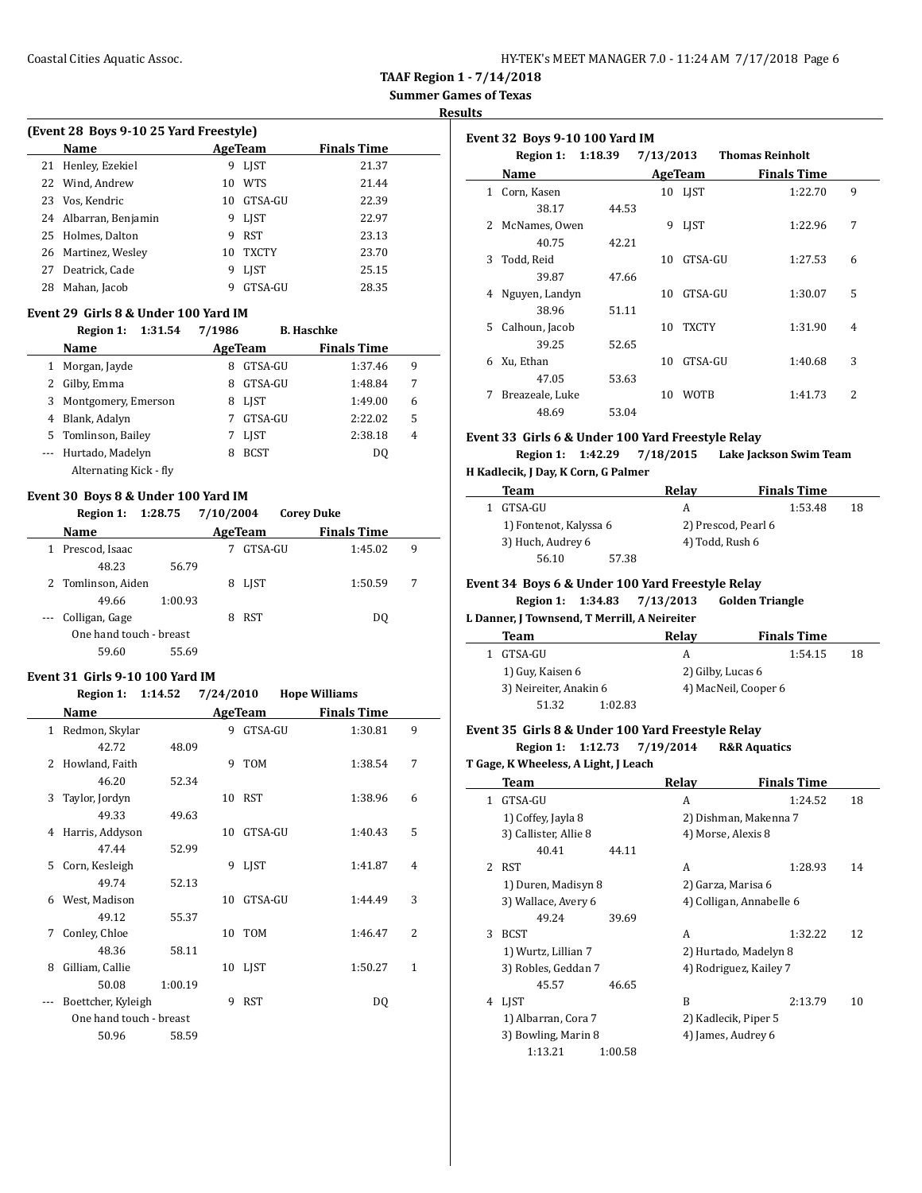### (Event 28 Boys 9-10 25 Yard Freestyle)

| | Name | Age | Team | Finals Time |
|---|---|---|---|---|
| 21 | Henley, Ezekiel | 9 | LJST | 21.37 |
| 22 | Wind, Andrew | 10 | WTS | 21.44 |
| 23 | Vos, Kendric | 10 | GTSA-GU | 22.39 |
| 24 | Albarran, Benjamin | 9 | LJST | 22.97 |
| 25 | Holmes, Dalton | 9 | RST | 23.13 |
| 26 | Martinez, Wesley | 10 | TXCTY | 23.70 |
| 27 | Deatrick, Cade | 9 | LJST | 25.15 |
| 28 | Mahan, Jacob | 9 | GTSA-GU | 28.35 |

### Event 29 Girls 8 & Under 100 Yard IM

**Region 1: 1:31.54 7/1986 B. Haschke**

| | Name | Age | Team | Finals Time | Points |
|---|---|---|---|---|---|
| 1 | Morgan, Jayde | 8 | GTSA-GU | 1:37.46 | 9 |
| 2 | Gilby, Emma | 8 | GTSA-GU | 1:48.84 | 7 |
| 3 | Montgomery, Emerson | 8 | LJST | 1:49.00 | 6 |
| 4 | Blank, Adalyn | 7 | GTSA-GU | 2:22.02 | 5 |
| 5 | Tomlinson, Bailey | 7 | LJST | 2:38.18 | 4 |
| --- | Hurtado, Madelyn | 8 | BCST | DQ | |
| | Alternating Kick - fly | | | | |

### Event 30 Boys 8 & Under 100 Yard IM

**Region 1: 1:28.75 7/10/2004 Corey Duke**

| | Name | Age | Team | Finals Time | Points |
|---|---|---|---|---|---|
| 1 | Prescod, Isaac | 7 | GTSA-GU | 1:45.02 | 9 |
| | 48.23 56.79 | | | | |
| 2 | Tomlinson, Aiden | 8 | LJST | 1:50.59 | 7 |
| | 49.66 1:00.93 | | | | |
| --- | Colligan, Gage | 8 | RST | DQ | |
| | One hand touch - breast | | | | |
| | 59.60 55.69 | | | | |

### Event 31 Girls 9-10 100 Yard IM

**Region 1: 1:14.52 7/24/2010 Hope Williams**

| | Name | Age | Team | Finals Time | Points |
|---|---|---|---|---|---|
| 1 | Redmon, Skylar | 9 | GTSA-GU | 1:30.81 | 9 |
| | 42.72 48.09 | | | | |
| 2 | Howland, Faith | 9 | TOM | 1:38.54 | 7 |
| | 46.20 52.34 | | | | |
| 3 | Taylor, Jordyn | 10 | RST | 1:38.96 | 6 |
| | 49.33 49.63 | | | | |
| 4 | Harris, Addyson | 10 | GTSA-GU | 1:40.43 | 5 |
| | 47.44 52.99 | | | | |
| 5 | Corn, Kesleigh | 9 | LJST | 1:41.87 | 4 |
| | 49.74 52.13 | | | | |
| 6 | West, Madison | 10 | GTSA-GU | 1:44.49 | 3 |
| | 49.12 55.37 | | | | |
| 7 | Conley, Chloe | 10 | TOM | 1:46.47 | 2 |
| | 48.36 58.11 | | | | |
| 8 | Gilliam, Callie | 10 | LJST | 1:50.27 | 1 |
| | 50.08 1:00.19 | | | | |
| --- | Boettcher, Kyleigh | 9 | RST | DQ | |
| | One hand touch - breast | | | | |
| | 50.96 58.59 | | | | |

### Event 32 Boys 9-10 100 Yard IM

**Region 1: 1:18.39 7/13/2013 Thomas Reinholt**

| | Name | Age | Team | Finals Time | Points |
|---|---|---|---|---|---|
| 1 | Corn, Kasen | 10 | LJST | 1:22.70 | 9 |
| | 38.17 44.53 | | | | |
| 2 | McNames, Owen | 9 | LJST | 1:22.96 | 7 |
| | 40.75 42.21 | | | | |
| 3 | Todd, Reid | 10 | GTSA-GU | 1:27.53 | 6 |
| | 39.87 47.66 | | | | |
| 4 | Nguyen, Landyn | 10 | GTSA-GU | 1:30.07 | 5 |
| | 38.96 51.11 | | | | |
| 5 | Calhoun, Jacob | 10 | TXCTY | 1:31.90 | 4 |
| | 39.25 52.65 | | | | |
| 6 | Xu, Ethan | 10 | GTSA-GU | 1:40.68 | 3 |
| | 47.05 53.63 | | | | |
| 7 | Breazeale, Luke | 10 | WOTB | 1:41.73 | 2 |
| | 48.69 53.04 | | | | |

### Event 33 Girls 6 & Under 100 Yard Freestyle Relay

**Region 1: 1:42.29 7/18/2015 Lake Jackson Swim Team**

**H Kadlecik, J Day, K Corn, G Palmer**

| | Team | Relay | Finals Time | Points |
|---|---|---|---|---|
| 1 | GTSA-GU | A | 1:53.48 | 18 |
| | 1) Fontenot, Kalyssa 6 | 2) Prescod, Pearl 6 | | |
| | 3) Huch, Audrey 6 | 4) Todd, Rush 6 | | |
| | 56.10 57.38 | | | |

### Event 34 Boys 6 & Under 100 Yard Freestyle Relay

**Region 1: 1:34.83 7/13/2013 Golden Triangle**

**L Danner, J Townsend, T Merrill, A Neireiter**

| | Team | Relay | Finals Time | Points |
|---|---|---|---|---|
| 1 | GTSA-GU | A | 1:54.15 | 18 |
| | 1) Guy, Kaisen 6 | 2) Gilby, Lucas 6 | | |
| | 3) Neireiter, Anakin 6 | 4) MacNeil, Cooper 6 | | |
| | 51.32 1:02.83 | | | |

### Event 35 Girls 8 & Under 100 Yard Freestyle Relay

**Region 1: 1:12.73 7/19/2014 R&R Aquatics**

**T Gage, K Wheeless, A Light, J Leach**

| | Team | Relay | Finals Time | Points |
|---|---|---|---|---|
| 1 | GTSA-GU | A | 1:24.52 | 18 |
| | 1) Coffey, Jayla 8 | 2) Dishman, Makenna 7 | | |
| | 3) Callister, Allie 8 | 4) Morse, Alexis 8 | | |
| | 40.41 44.11 | | | |
| 2 | RST | A | 1:28.93 | 14 |
| | 1) Duren, Madisyn 8 | 2) Garza, Marisa 6 | | |
| | 3) Wallace, Avery 6 | 4) Colligan, Annabelle 6 | | |
| | 49.24 39.69 | | | |
| 3 | BCST | A | 1:32.22 | 12 |
| | 1) Wurtz, Lillian 7 | 2) Hurtado, Madelyn 8 | | |
| | 3) Robles, Geddan 7 | 4) Rodriguez, Kailey 7 | | |
| | 45.57 46.65 | | | |
| 4 | LJST | B | 2:13.79 | 10 |
| | 1) Albarran, Cora 7 | 2) Kadlecik, Piper 5 | | |
| | 3) Bowling, Marin 8 | 4) James, Audrey 6 | | |
| | 1:13.21 1:00.58 | | | |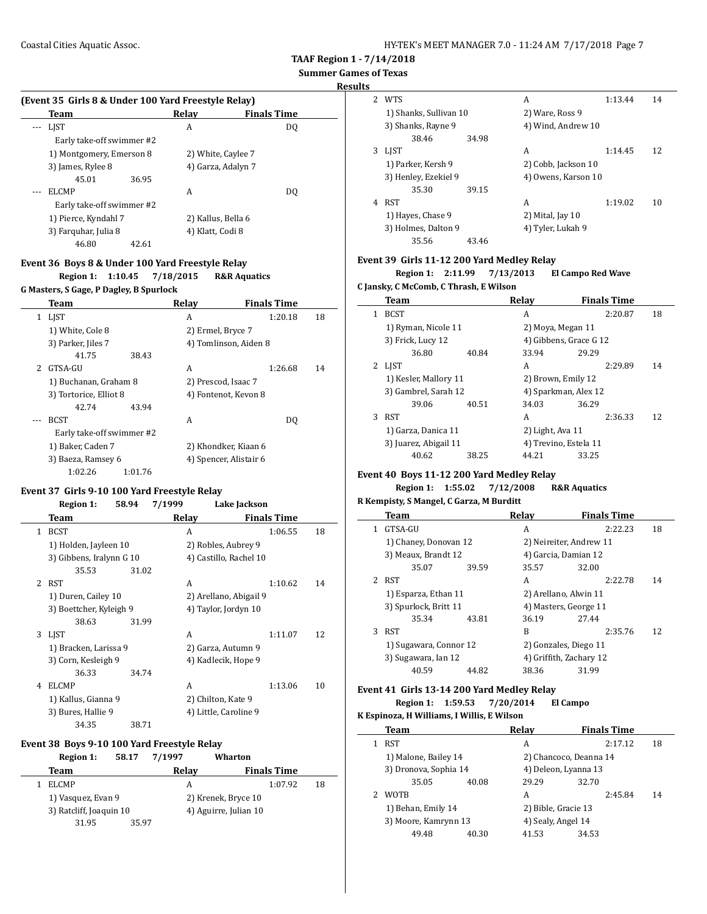**TAAF Region 1 - 7/14/2018**

**Summer Games of Texas**

**Results**

### (Event 35 Girls 8 & Under 100 Yard Freestyle Relay)

| | Team | Relay | Finals Time | |
|---|---|---|---|---|
| --- | LJST | A | DQ | |
| | Early take-off swimmer #2 | | | |
| | 1) Montgomery, Emerson 8 | 2) White, Caylee 7 | | |
| | 3) James, Rylee 8 | 4) Garza, Adalyn 7 | | |
| | 45.01 36.95 | | | |
| --- | ELCMP | A | DQ | |
| | Early take-off swimmer #2 | | | |
| | 1) Pierce, Kyndahl 7 | 2) Kallus, Bella 6 | | |
| | 3) Farquhar, Julia 8 | 4) Klatt, Codi 8 | | |
| | 46.80 42.61 | | | |

### Event 36 Boys 8 & Under 100 Yard Freestyle Relay

**Region 1: 1:10.45 7/18/2015 R&R Aquatics**

**G Masters, S Gage, P Dagley, B Spurlock**

| | Team | Relay | Finals Time | |
|---|---|---|---|---|
| 1 | LJST | A | 1:20.18 | 18 |
| | 1) White, Cole 8 | 2) Ermel, Bryce 7 | | |
| | 3) Parker, Jiles 7 | 4) Tomlinson, Aiden 8 | | |
| | 41.75 38.43 | | | |
| 2 | GTSA-GU | A | 1:26.68 | 14 |
| | 1) Buchanan, Graham 8 | 2) Prescod, Isaac 7 | | |
| | 3) Tortorice, Elliot 8 | 4) Fontenot, Kevon 8 | | |
| | 42.74 43.94 | | | |
| --- | BCST | A | DQ | |
| | Early take-off swimmer #2 | | | |
| | 1) Baker, Caden 7 | 2) Khondker, Kiaan 6 | | |
| | 3) Baeza, Ramsey 6 | 4) Spencer, Alistair 6 | | |
| | 1:02.26 1:01.76 | | | |

### Event 37 Girls 9-10 100 Yard Freestyle Relay

**Region 1: 58.94 7/1999 Lake Jackson**

| | Team | Relay | Finals Time | |
|---|---|---|---|---|
| 1 | BCST | A | 1:06.55 | 18 |
| | 1) Holden, Jayleen 10 | 2) Robles, Aubrey 9 | | |
| | 3) Gibbens, Iralynn G 10 | 4) Castillo, Rachel 10 | | |
| | 35.53 31.02 | | | |
| 2 | RST | A | 1:10.62 | 14 |
| | 1) Duren, Cailey 10 | 2) Arellano, Abigail 9 | | |
| | 3) Boettcher, Kyleigh 9 | 4) Taylor, Jordyn 10 | | |
| | 38.63 31.99 | | | |
| 3 | LJST | A | 1:11.07 | 12 |
| | 1) Bracken, Larissa 9 | 2) Garza, Autumn 9 | | |
| | 3) Corn, Kesleigh 9 | 4) Kadlecik, Hope 9 | | |
| | 36.33 34.74 | | | |
| 4 | ELCMP | A | 1:13.06 | 10 |
| | 1) Kallus, Gianna 9 | 2) Chilton, Kate 9 | | |
| | 3) Bures, Hallie 9 | 4) Little, Caroline 9 | | |
| | 34.35 38.71 | | | |

### Event 38 Boys 9-10 100 Yard Freestyle Relay

**Region 1: 58.17 7/1997 Wharton**

| | Team | Relay | Finals Time | |
|---|---|---|---|---|
| 1 | ELCMP | A | 1:07.92 | 18 |
| | 1) Vasquez, Evan 9 | 2) Krenek, Bryce 10 | | |
| | 3) Ratcliff, Joaquin 10 | 4) Aguirre, Julian 10 | | |
| | 31.95 35.97 | | | |
| 2 | WTS | A | 1:13.44 | 14 |
| | 1) Shanks, Sullivan 10 | 2) Ware, Ross 9 | | |
| | 3) Shanks, Rayne 9 | 4) Wind, Andrew 10 | | |
| | 38.46 34.98 | | | |
| 3 | LJST | A | 1:14.45 | 12 |
| | 1) Parker, Kersh 9 | 2) Cobb, Jackson 10 | | |
| | 3) Henley, Ezekiel 9 | 4) Owens, Karson 10 | | |
| | 35.30 39.15 | | | |
| 4 | RST | A | 1:19.02 | 10 |
| | 1) Hayes, Chase 9 | 2) Mital, Jay 10 | | |
| | 3) Holmes, Dalton 9 | 4) Tyler, Lukah 9 | | |
| | 35.56 43.46 | | | |

### Event 39 Girls 11-12 200 Yard Medley Relay

**Region 1: 2:11.99 7/13/2013 El Campo Red Wave**

**C Jansky, C McComb, C Thrash, E Wilson**

| | Team | Relay | Finals Time | |
|---|---|---|---|---|
| 1 | BCST | A | 2:20.87 | 18 |
| | 1) Ryman, Nicole 11 | 2) Moya, Megan 11 | | |
| | 3) Frick, Lucy 12 | 4) Gibbens, Grace G 12 | | |
| | 36.80 40.84 | 33.94 29.29 | | |
| 2 | LJST | A | 2:29.89 | 14 |
| | 1) Kesler, Mallory 11 | 2) Brown, Emily 12 | | |
| | 3) Gambrel, Sarah 12 | 4) Sparkman, Alex 12 | | |
| | 39.06 40.51 | 34.03 36.29 | | |
| 3 | RST | A | 2:36.33 | 12 |
| | 1) Garza, Danica 11 | 2) Light, Ava 11 | | |
| | 3) Juarez, Abigail 11 | 4) Trevino, Estela 11 | | |
| | 40.62 38.25 | 44.21 33.25 | | |

### Event 40 Boys 11-12 200 Yard Medley Relay

**Region 1: 1:55.02 7/12/2008 R&R Aquatics**

**R Kempisty, S Mangel, C Garza, M Burditt**

| | Team | Relay | Finals Time | |
|---|---|---|---|---|
| 1 | GTSA-GU | A | 2:22.23 | 18 |
| | 1) Chaney, Donovan 12 | 2) Neireiter, Andrew 11 | | |
| | 3) Meaux, Brandt 12 | 4) Garcia, Damian 12 | | |
| | 35.07 39.59 | 35.57 32.00 | | |
| 2 | RST | A | 2:22.78 | 14 |
| | 1) Esparza, Ethan 11 | 2) Arellano, Alwin 11 | | |
| | 3) Spurlock, Britt 11 | 4) Masters, George 11 | | |
| | 35.34 43.81 | 36.19 27.44 | | |
| 3 | RST | B | 2:35.76 | 12 |
| | 1) Sugawara, Connor 12 | 2) Gonzales, Diego 11 | | |
| | 3) Sugawara, Ian 12 | 4) Griffith, Zachary 12 | | |
| | 40.59 44.82 | 38.36 31.99 | | |

### Event 41 Girls 13-14 200 Yard Medley Relay

**Region 1: 1:59.53 7/20/2014 El Campo**

**K Espinoza, H Williams, I Willis, E Wilson**

| | Team | Relay | Finals Time | |
|---|---|---|---|---|
| 1 | RST | A | 2:17.12 | 18 |
| | 1) Malone, Bailey 14 | 2) Chancoco, Deanna 14 | | |
| | 3) Dronova, Sophia 14 | 4) Deleon, Lyanna 13 | | |
| | 35.05 40.08 | 29.29 32.70 | | |
| 2 | WOTB | A | 2:45.84 | 14 |
| | 1) Behan, Emily 14 | 2) Bible, Gracie 13 | | |
| | 3) Moore, Kamrynn 13 | 4) Sealy, Angel 14 | | |
| | 49.48 40.30 | 41.53 34.53 | | |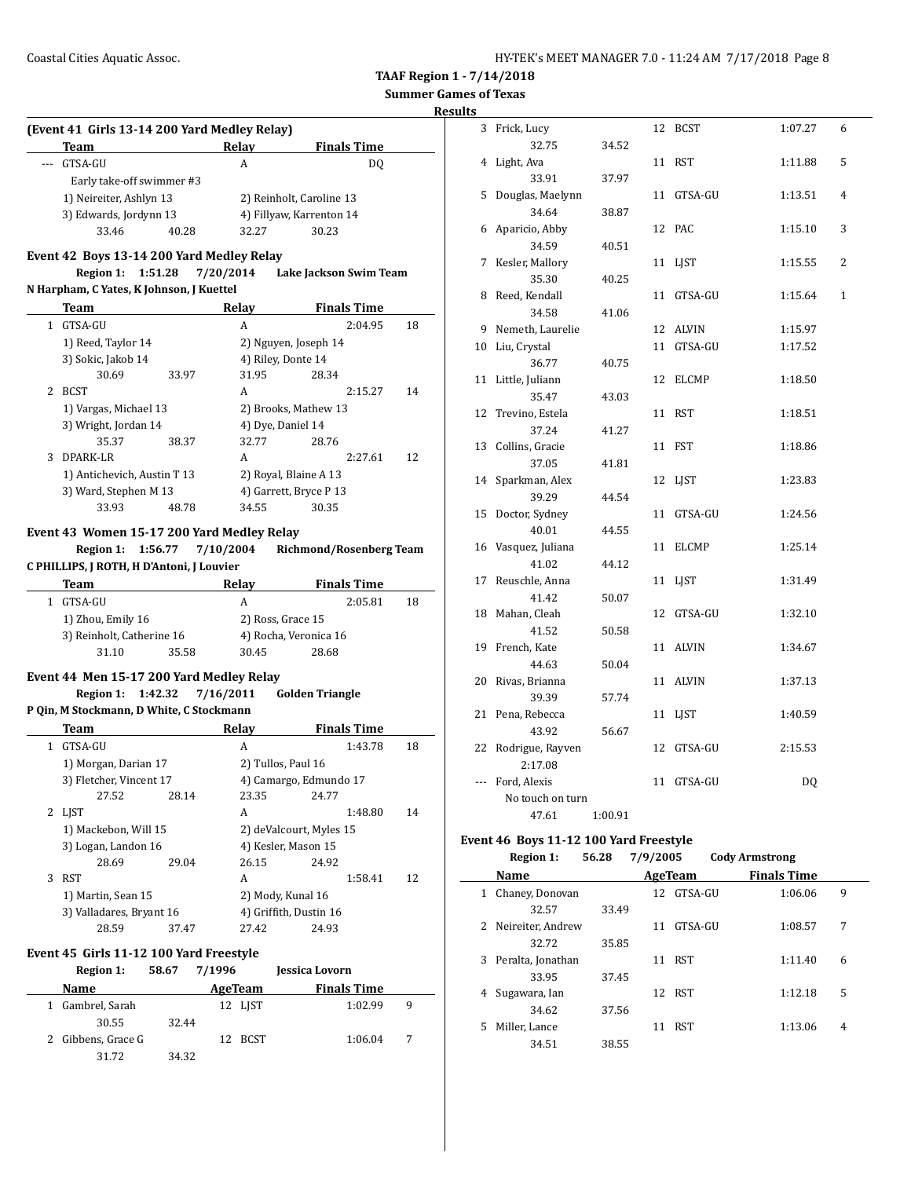**TAAF Region 1 - 7/14/2018**

**Summer Games of Texas**

**Results**

### (Event 41 Girls 13-14 200 Yard Medley Relay)

| | Team | Relay | Finals Time | |
|---|---|---|---|---|
| --- | GTSA-GU | A | DQ | |
| | Early take-off swimmer #3 | | | |
| | 1) Neireiter, Ashlyn 13 | 2) Reinholt, Caroline 13 | | |
| | 3) Edwards, Jordynn 13 | 4) Fillyaw, Karrenton 14 | | |
| | 33.46 40.28 | 32.27 30.23 | | |

### Event 42 Boys 13-14 200 Yard Medley Relay

**Region 1: 1:51.28 7/20/2014 Lake Jackson Swim Team**
**N Harpham, C Yates, K Johnson, J Kuettel**

| | Team | Relay | Finals Time | |
|---|---|---|---|---|
| 1 | GTSA-GU | A | 2:04.95 | 18 |
| | 1) Reed, Taylor 14 | 2) Nguyen, Joseph 14 | | |
| | 3) Sokic, Jakob 14 | 4) Riley, Donte 14 | | |
| | 30.69 33.97 | 31.95 28.34 | | |
| 2 | BCST | A | 2:15.27 | 14 |
| | 1) Vargas, Michael 13 | 2) Brooks, Mathew 13 | | |
| | 3) Wright, Jordan 14 | 4) Dye, Daniel 14 | | |
| | 35.37 38.37 | 32.77 28.76 | | |
| 3 | DPARK-LR | A | 2:27.61 | 12 |
| | 1) Antichevich, Austin T 13 | 2) Royal, Blaine A 13 | | |
| | 3) Ward, Stephen M 13 | 4) Garrett, Bryce P 13 | | |
| | 33.93 48.78 | 34.55 30.35 | | |

### Event 43 Women 15-17 200 Yard Medley Relay

**Region 1: 1:56.77 7/10/2004 Richmond/Rosenberg Team**
**C PHILLIPS, J ROTH, H D'Antoni, J Louvier**

| | Team | Relay | Finals Time | |
|---|---|---|---|---|
| 1 | GTSA-GU | A | 2:05.81 | 18 |
| | 1) Zhou, Emily 16 | 2) Ross, Grace 15 | | |
| | 3) Reinholt, Catherine 16 | 4) Rocha, Veronica 16 | | |
| | 31.10 35.58 | 30.45 28.68 | | |

### Event 44 Men 15-17 200 Yard Medley Relay

**Region 1: 1:42.32 7/16/2011 Golden Triangle**
**P Qin, M Stockmann, D White, C Stockmann**

| | Team | Relay | Finals Time | |
|---|---|---|---|---|
| 1 | GTSA-GU | A | 1:43.78 | 18 |
| | 1) Morgan, Darian 17 | 2) Tullos, Paul 16 | | |
| | 3) Fletcher, Vincent 17 | 4) Camargo, Edmundo 17 | | |
| | 27.52 28.14 | 23.35 24.77 | | |
| 2 | LJST | A | 1:48.80 | 14 |
| | 1) Mackebon, Will 15 | 2) deValcourt, Myles 15 | | |
| | 3) Logan, Landon 16 | 4) Kesler, Mason 15 | | |
| | 28.69 29.04 | 26.15 24.92 | | |
| 3 | RST | A | 1:58.41 | 12 |
| | 1) Martin, Sean 15 | 2) Mody, Kunal 16 | | |
| | 3) Valladares, Bryant 16 | 4) Griffith, Dustin 16 | | |
| | 28.59 37.47 | 27.42 24.93 | | |

### Event 45 Girls 11-12 100 Yard Freestyle

**Region 1: 58.67 7/1996 Jessica Lovorn**

| | Name | Age | Team | Finals Time | |
|---|---|---|---|---|---|
| 1 | Gambrel, Sarah | 12 | LJST | 1:02.99 | 9 |
| | 30.55 32.44 | | | | |
| 2 | Gibbens, Grace G | 12 | BCST | 1:06.04 | 7 |
| | 31.72 34.32 | | | | |
| 3 | Frick, Lucy | 12 | BCST | 1:07.27 | 6 |
| | 32.75 34.52 | | | | |
| 4 | Light, Ava | 11 | RST | 1:11.88 | 5 |
| | 33.91 37.97 | | | | |
| 5 | Douglas, Maelynn | 11 | GTSA-GU | 1:13.51 | 4 |
| | 34.64 38.87 | | | | |
| 6 | Aparicio, Abby | 12 | PAC | 1:15.10 | 3 |
| | 34.59 40.51 | | | | |
| 7 | Kesler, Mallory | 11 | LJST | 1:15.55 | 2 |
| | 35.30 40.25 | | | | |
| 8 | Reed, Kendall | 11 | GTSA-GU | 1:15.64 | 1 |
| | 34.58 41.06 | | | | |
| 9 | Nemeth, Laurelie | 12 | ALVIN | 1:15.97 | |
| 10 | Liu, Crystal | 11 | GTSA-GU | 1:17.52 | |
| | 36.77 40.75 | | | | |
| 11 | Little, Juliann | 12 | ELCMP | 1:18.50 | |
| | 35.47 43.03 | | | | |
| 12 | Trevino, Estela | 11 | RST | 1:18.51 | |
| | 37.24 41.27 | | | | |
| 13 | Collins, Gracie | 11 | FST | 1:18.86 | |
| | 37.05 41.81 | | | | |
| 14 | Sparkman, Alex | 12 | LJST | 1:23.83 | |
| | 39.29 44.54 | | | | |
| 15 | Doctor, Sydney | 11 | GTSA-GU | 1:24.56 | |
| | 40.01 44.55 | | | | |
| 16 | Vasquez, Juliana | 11 | ELCMP | 1:25.14 | |
| | 41.02 44.12 | | | | |
| 17 | Reuschle, Anna | 11 | LJST | 1:31.49 | |
| | 41.42 50.07 | | | | |
| 18 | Mahan, Cleah | 12 | GTSA-GU | 1:32.10 | |
| | 41.52 50.58 | | | | |
| 19 | French, Kate | 11 | ALVIN | 1:34.67 | |
| | 44.63 50.04 | | | | |
| 20 | Rivas, Brianna | 11 | ALVIN | 1:37.13 | |
| | 39.39 57.74 | | | | |
| 21 | Pena, Rebecca | 11 | LJST | 1:40.59 | |
| | 43.92 56.67 | | | | |
| 22 | Rodrigue, Rayven | 12 | GTSA-GU | 2:15.53 | |
| | 2:17.08 | | | | |
| --- | Ford, Alexis | 11 | GTSA-GU | DQ | |
| | No touch on turn | | | | |
| | 47.61 1:00.91 | | | | |

### Event 46 Boys 11-12 100 Yard Freestyle

**Region 1: 56.28 7/9/2005 Cody Armstrong**

| | Name | Age | Team | Finals Time | |
|---|---|---|---|---|---|
| 1 | Chaney, Donovan | 12 | GTSA-GU | 1:06.06 | 9 |
| | 32.57 33.49 | | | | |
| 2 | Neireiter, Andrew | 11 | GTSA-GU | 1:08.57 | 7 |
| | 32.72 35.85 | | | | |
| 3 | Peralta, Jonathan | 11 | RST | 1:11.40 | 6 |
| | 33.95 37.45 | | | | |
| 4 | Sugawara, Ian | 12 | RST | 1:12.18 | 5 |
| | 34.62 37.56 | | | | |
| 5 | Miller, Lance | 11 | RST | 1:13.06 | 4 |
| | 34.51 38.55 | | | | |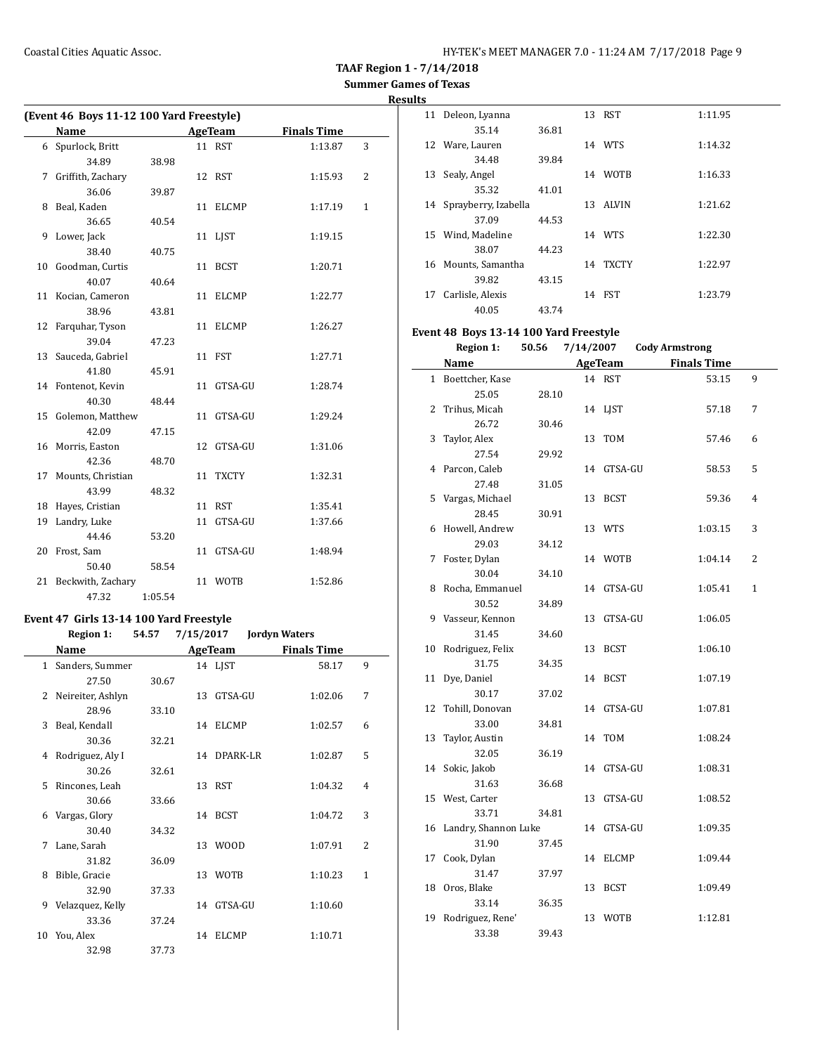**TAAF Region 1 - 7/14/2018**

**Summer Games of Texas**

**Results**

### (Event 46 Boys 11-12 100 Yard Freestyle)

| | Name | Age | Team | Finals Time | Points |
|---|---|---|---|---|---|
| 6 | Spurlock, Britt | 11 | RST | 1:13.87 | 3 |
| | 34.89 | 38.98 | | | |
| 7 | Griffith, Zachary | 12 | RST | 1:15.93 | 2 |
| | 36.06 | 39.87 | | | |
| 8 | Beal, Kaden | 11 | ELCMP | 1:17.19 | 1 |
| | 36.65 | 40.54 | | | |
| 9 | Lower, Jack | 11 | LJST | 1:19.15 | |
| | 38.40 | 40.75 | | | |
| 10 | Goodman, Curtis | 11 | BCST | 1:20.71 | |
| | 40.07 | 40.64 | | | |
| 11 | Kocian, Cameron | 11 | ELCMP | 1:22.77 | |
| | 38.96 | 43.81 | | | |
| 12 | Farquhar, Tyson | 11 | ELCMP | 1:26.27 | |
| | 39.04 | 47.23 | | | |
| 13 | Sauceda, Gabriel | 11 | FST | 1:27.71 | |
| | 41.80 | 45.91 | | | |
| 14 | Fontenot, Kevin | 11 | GTSA-GU | 1:28.74 | |
| | 40.30 | 48.44 | | | |
| 15 | Golemon, Matthew | 11 | GTSA-GU | 1:29.24 | |
| | 42.09 | 47.15 | | | |
| 16 | Morris, Easton | 12 | GTSA-GU | 1:31.06 | |
| | 42.36 | 48.70 | | | |
| 17 | Mounts, Christian | 11 | TXCTY | 1:32.31 | |
| | 43.99 | 48.32 | | | |
| 18 | Hayes, Cristian | 11 | RST | 1:35.41 | |
| 19 | Landry, Luke | 11 | GTSA-GU | 1:37.66 | |
| | 44.46 | 53.20 | | | |
| 20 | Frost, Sam | 11 | GTSA-GU | 1:48.94 | |
| | 50.40 | 58.54 | | | |
| 21 | Beckwith, Zachary | 11 | WOTB | 1:52.86 | |
| | 47.32 | 1:05.54 | | | |

### Event 47 Girls 13-14 100 Yard Freestyle

Region 1: 54.57 7/15/2017 Jordyn Waters

| | Name | Age | Team | Finals Time | Points |
|---|---|---|---|---|---|
| 1 | Sanders, Summer | 14 | LJST | 58.17 | 9 |
| | 27.50 | 30.67 | | | |
| 2 | Neireiter, Ashlyn | 13 | GTSA-GU | 1:02.06 | 7 |
| | 28.96 | 33.10 | | | |
| 3 | Beal, Kendall | 14 | ELCMP | 1:02.57 | 6 |
| | 30.36 | 32.21 | | | |
| 4 | Rodriguez, Aly I | 14 | DPARK-LR | 1:02.87 | 5 |
| | 30.26 | 32.61 | | | |
| 5 | Rincones, Leah | 13 | RST | 1:04.32 | 4 |
| | 30.66 | 33.66 | | | |
| 6 | Vargas, Glory | 14 | BCST | 1:04.72 | 3 |
| | 30.40 | 34.32 | | | |
| 7 | Lane, Sarah | 13 | WOOD | 1:07.91 | 2 |
| | 31.82 | 36.09 | | | |
| 8 | Bible, Gracie | 13 | WOTB | 1:10.23 | 1 |
| | 32.90 | 37.33 | | | |
| 9 | Velazquez, Kelly | 14 | GTSA-GU | 1:10.60 | |
| | 33.36 | 37.24 | | | |
| 10 | You, Alex | 14 | ELCMP | 1:10.71 | |
| | 32.98 | 37.73 | | | |
| 11 | Deleon, Lyanna | 13 | RST | 1:11.95 | |
| | 35.14 | 36.81 | | | |
| 12 | Ware, Lauren | 14 | WTS | 1:14.32 | |
| | 34.48 | 39.84 | | | |
| 13 | Sealy, Angel | 14 | WOTB | 1:16.33 | |
| | 35.32 | 41.01 | | | |
| 14 | Sprayberry, Izabella | 13 | ALVIN | 1:21.62 | |
| | 37.09 | 44.53 | | | |
| 15 | Wind, Madeline | 14 | WTS | 1:22.30 | |
| | 38.07 | 44.23 | | | |
| 16 | Mounts, Samantha | 14 | TXCTY | 1:22.97 | |
| | 39.82 | 43.15 | | | |
| 17 | Carlisle, Alexis | 14 | FST | 1:23.79 | |
| | 40.05 | 43.74 | | | |

### Event 48 Boys 13-14 100 Yard Freestyle

Region 1: 50.56 7/14/2007 Cody Armstrong

| | Name | Age | Team | Finals Time | Points |
|---|---|---|---|---|---|
| 1 | Boettcher, Kase | 14 | RST | 53.15 | 9 |
| | 25.05 | 28.10 | | | |
| 2 | Trihus, Micah | 14 | LJST | 57.18 | 7 |
| | 26.72 | 30.46 | | | |
| 3 | Taylor, Alex | 13 | TOM | 57.46 | 6 |
| | 27.54 | 29.92 | | | |
| 4 | Parcon, Caleb | 14 | GTSA-GU | 58.53 | 5 |
| | 27.48 | 31.05 | | | |
| 5 | Vargas, Michael | 13 | BCST | 59.36 | 4 |
| | 28.45 | 30.91 | | | |
| 6 | Howell, Andrew | 13 | WTS | 1:03.15 | 3 |
| | 29.03 | 34.12 | | | |
| 7 | Foster, Dylan | 14 | WOTB | 1:04.14 | 2 |
| | 30.04 | 34.10 | | | |
| 8 | Rocha, Emmanuel | 14 | GTSA-GU | 1:05.41 | 1 |
| | 30.52 | 34.89 | | | |
| 9 | Vasseur, Kennon | 13 | GTSA-GU | 1:06.05 | |
| | 31.45 | 34.60 | | | |
| 10 | Rodriguez, Felix | 13 | BCST | 1:06.10 | |
| | 31.75 | 34.35 | | | |
| 11 | Dye, Daniel | 14 | BCST | 1:07.19 | |
| | 30.17 | 37.02 | | | |
| 12 | Tohill, Donovan | 14 | GTSA-GU | 1:07.81 | |
| | 33.00 | 34.81 | | | |
| 13 | Taylor, Austin | 14 | TOM | 1:08.24 | |
| | 32.05 | 36.19 | | | |
| 14 | Sokic, Jakob | 14 | GTSA-GU | 1:08.31 | |
| | 31.63 | 36.68 | | | |
| 15 | West, Carter | 13 | GTSA-GU | 1:08.52 | |
| | 33.71 | 34.81 | | | |
| 16 | Landry, Shannon Luke | 14 | GTSA-GU | 1:09.35 | |
| | 31.90 | 37.45 | | | |
| 17 | Cook, Dylan | 14 | ELCMP | 1:09.44 | |
| | 31.47 | 37.97 | | | |
| 18 | Oros, Blake | 13 | BCST | 1:09.49 | |
| | 33.14 | 36.35 | | | |
| 19 | Rodriguez, Rene' | 13 | WOTB | 1:12.81 | |
| | 33.38 | 39.43 | | | |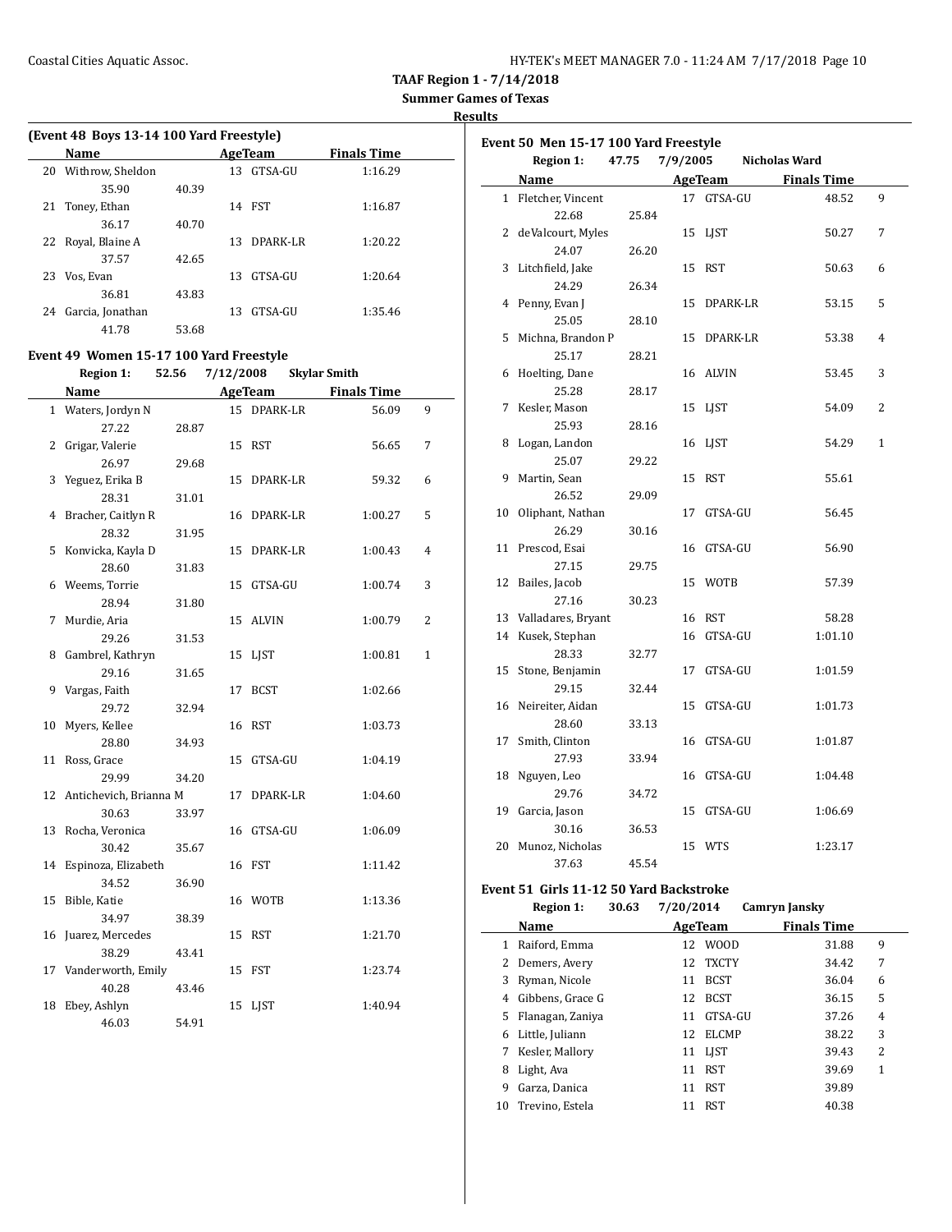TAAF Region 1 - 7/14/2018
Summer Games of Texas
Results

### (Event 48 Boys 13-14 100 Yard Freestyle)

| | Name | | AgeTeam | | Finals Time |
|---|---|---|---|---|---|
| 20 | Withrow, Sheldon | | 13 | GTSA-GU | 1:16.29 |
| | 35.90 | 40.39 | | | |
| 21 | Toney, Ethan | | 14 | FST | 1:16.87 |
| | 36.17 | 40.70 | | | |
| 22 | Royal, Blaine A | | 13 | DPARK-LR | 1:20.22 |
| | 37.57 | 42.65 | | | |
| 23 | Vos, Evan | | 13 | GTSA-GU | 1:20.64 |
| | 36.81 | 43.83 | | | |
| 24 | Garcia, Jonathan | | 13 | GTSA-GU | 1:35.46 |
| | 41.78 | 53.68 | | | |

### Event 49 Women 15-17 100 Yard Freestyle

**Region 1: 52.56 7/12/2008 Skylar Smith**

| | Name | | AgeTeam | | Finals Time | |
|---|---|---|---|---|---|---|
| 1 | Waters, Jordyn N | | 15 | DPARK-LR | 56.09 | 9 |
| | 27.22 | 28.87 | | | | |
| 2 | Grigar, Valerie | | 15 | RST | 56.65 | 7 |
| | 26.97 | 29.68 | | | | |
| 3 | Yeguez, Erika B | | 15 | DPARK-LR | 59.32 | 6 |
| | 28.31 | 31.01 | | | | |
| 4 | Bracher, Caitlyn R | | 16 | DPARK-LR | 1:00.27 | 5 |
| | 28.32 | 31.95 | | | | |
| 5 | Konvicka, Kayla D | | 15 | DPARK-LR | 1:00.43 | 4 |
| | 28.60 | 31.83 | | | | |
| 6 | Weems, Torrie | | 15 | GTSA-GU | 1:00.74 | 3 |
| | 28.94 | 31.80 | | | | |
| 7 | Murdie, Aria | | 15 | ALVIN | 1:00.79 | 2 |
| | 29.26 | 31.53 | | | | |
| 8 | Gambrel, Kathryn | | 15 | LJST | 1:00.81 | 1 |
| | 29.16 | 31.65 | | | | |
| 9 | Vargas, Faith | | 17 | BCST | 1:02.66 | |
| | 29.72 | 32.94 | | | | |
| 10 | Myers, Kellee | | 16 | RST | 1:03.73 | |
| | 28.80 | 34.93 | | | | |
| 11 | Ross, Grace | | 15 | GTSA-GU | 1:04.19 | |
| | 29.99 | 34.20 | | | | |
| 12 | Antichevich, Brianna M | | 17 | DPARK-LR | 1:04.60 | |
| | 30.63 | 33.97 | | | | |
| 13 | Rocha, Veronica | | 16 | GTSA-GU | 1:06.09 | |
| | 30.42 | 35.67 | | | | |
| 14 | Espinoza, Elizabeth | | 16 | FST | 1:11.42 | |
| | 34.52 | 36.90 | | | | |
| 15 | Bible, Katie | | 16 | WOTB | 1:13.36 | |
| | 34.97 | 38.39 | | | | |
| 16 | Juarez, Mercedes | | 15 | RST | 1:21.70 | |
| | 38.29 | 43.41 | | | | |
| 17 | Vanderworth, Emily | | 15 | FST | 1:23.74 | |
| | 40.28 | 43.46 | | | | |
| 18 | Ebey, Ashlyn | | 15 | LJST | 1:40.94 | |
| | 46.03 | 54.91 | | | | |

### Event 50 Men 15-17 100 Yard Freestyle

**Region 1: 47.75 7/9/2005 Nicholas Ward**

| | Name | | AgeTeam | | Finals Time | |
|---|---|---|---|---|---|---|
| 1 | Fletcher, Vincent | | 17 | GTSA-GU | 48.52 | 9 |
| | 22.68 | 25.84 | | | | |
| 2 | deValcourt, Myles | | 15 | LJST | 50.27 | 7 |
| | 24.07 | 26.20 | | | | |
| 3 | Litchfield, Jake | | 15 | RST | 50.63 | 6 |
| | 24.29 | 26.34 | | | | |
| 4 | Penny, Evan J | | 15 | DPARK-LR | 53.15 | 5 |
| | 25.05 | 28.10 | | | | |
| 5 | Michna, Brandon P | | 15 | DPARK-LR | 53.38 | 4 |
| | 25.17 | 28.21 | | | | |
| 6 | Hoelting, Dane | | 16 | ALVIN | 53.45 | 3 |
| | 25.28 | 28.17 | | | | |
| 7 | Kesler, Mason | | 15 | LJST | 54.09 | 2 |
| | 25.93 | 28.16 | | | | |
| 8 | Logan, Landon | | 16 | LJST | 54.29 | 1 |
| | 25.07 | 29.22 | | | | |
| 9 | Martin, Sean | | 15 | RST | 55.61 | |
| | 26.52 | 29.09 | | | | |
| 10 | Oliphant, Nathan | | 17 | GTSA-GU | 56.45 | |
| | 26.29 | 30.16 | | | | |
| 11 | Prescod, Esai | | 16 | GTSA-GU | 56.90 | |
| | 27.15 | 29.75 | | | | |
| 12 | Bailes, Jacob | | 15 | WOTB | 57.39 | |
| | 27.16 | 30.23 | | | | |
| 13 | Valladares, Bryant | | 16 | RST | 58.28 | |
| 14 | Kusek, Stephan | | 16 | GTSA-GU | 1:01.10 | |
| | 28.33 | 32.77 | | | | |
| 15 | Stone, Benjamin | | 17 | GTSA-GU | 1:01.59 | |
| | 29.15 | 32.44 | | | | |
| 16 | Neireiter, Aidan | | 15 | GTSA-GU | 1:01.73 | |
| | 28.60 | 33.13 | | | | |
| 17 | Smith, Clinton | | 16 | GTSA-GU | 1:01.87 | |
| | 27.93 | 33.94 | | | | |
| 18 | Nguyen, Leo | | 16 | GTSA-GU | 1:04.48 | |
| | 29.76 | 34.72 | | | | |
| 19 | Garcia, Jason | | 15 | GTSA-GU | 1:06.69 | |
| | 30.16 | 36.53 | | | | |
| 20 | Munoz, Nicholas | | 15 | WTS | 1:23.17 | |
| | 37.63 | 45.54 | | | | |

### Event 51 Girls 11-12 50 Yard Backstroke

**Region 1: 30.63 7/20/2014 Camryn Jansky**

| | Name | AgeTeam | | Finals Time | |
|---|---|---|---|---|---|
| 1 | Raiford, Emma | 12 | WOOD | 31.88 | 9 |
| 2 | Demers, Avery | 12 | TXCTY | 34.42 | 7 |
| 3 | Ryman, Nicole | 11 | BCST | 36.04 | 6 |
| 4 | Gibbens, Grace G | 12 | BCST | 36.15 | 5 |
| 5 | Flanagan, Zaniya | 11 | GTSA-GU | 37.26 | 4 |
| 6 | Little, Juliann | 12 | ELCMP | 38.22 | 3 |
| 7 | Kesler, Mallory | 11 | LJST | 39.43 | 2 |
| 8 | Light, Ava | 11 | RST | 39.69 | 1 |
| 9 | Garza, Danica | 11 | RST | 39.89 | |
| 10 | Trevino, Estela | 11 | RST | 40.38 | |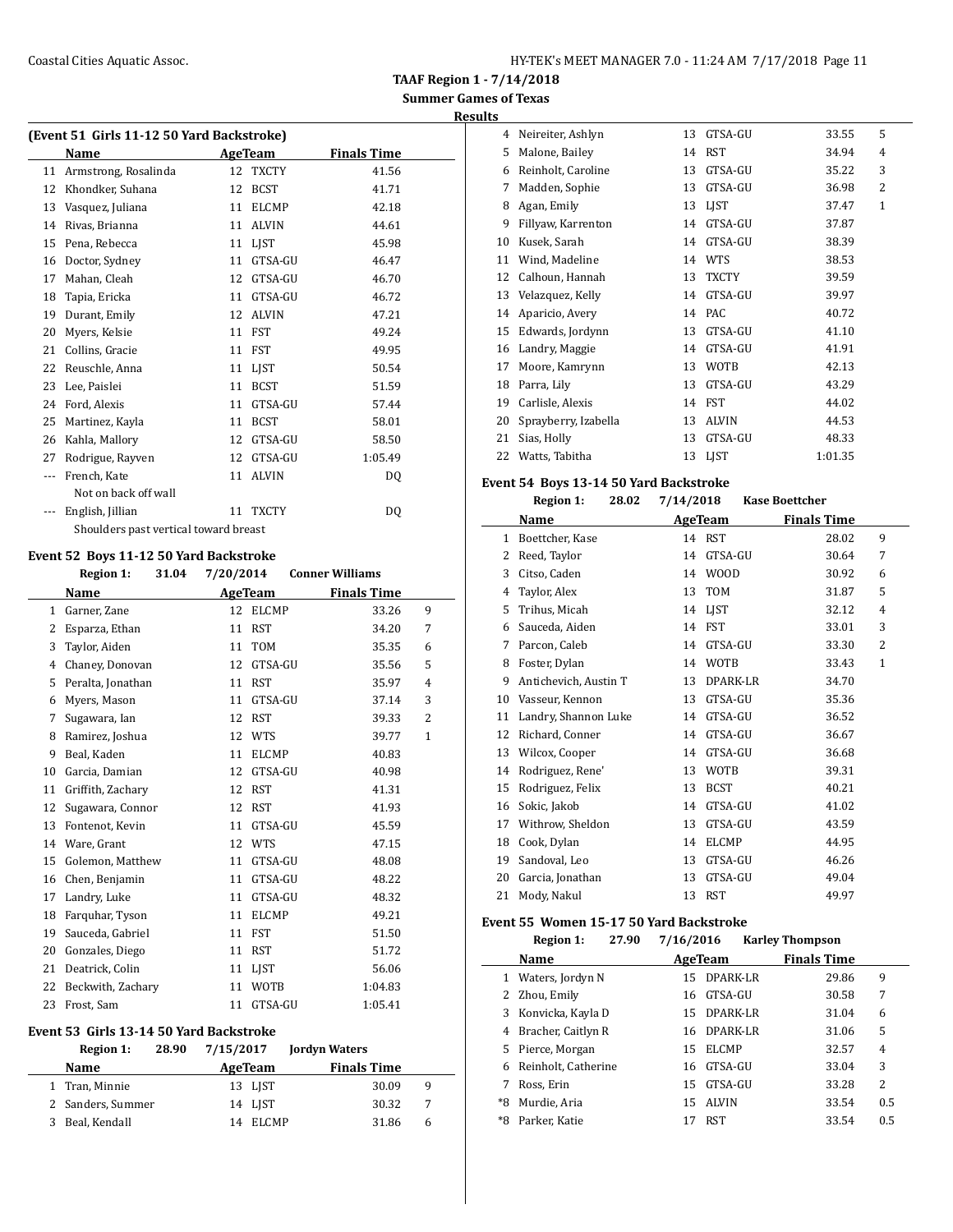**TAAF Region 1 - 7/14/2018**
**Summer Games of Texas**
**Results**

### (Event 51 Girls 11-12 50 Yard Backstroke)

| | Name | Age | Team | Finals Time | |
|---|---|---|---|---|---|
| 11 | Armstrong, Rosalinda | 12 | TXCTY | 41.56 | |
| 12 | Khondker, Suhana | 12 | BCST | 41.71 | |
| 13 | Vasquez, Juliana | 11 | ELCMP | 42.18 | |
| 14 | Rivas, Brianna | 11 | ALVIN | 44.61 | |
| 15 | Pena, Rebecca | 11 | LJST | 45.98 | |
| 16 | Doctor, Sydney | 11 | GTSA-GU | 46.47 | |
| 17 | Mahan, Cleah | 12 | GTSA-GU | 46.70 | |
| 18 | Tapia, Ericka | 11 | GTSA-GU | 46.72 | |
| 19 | Durant, Emily | 12 | ALVIN | 47.21 | |
| 20 | Myers, Kelsie | 11 | FST | 49.24 | |
| 21 | Collins, Gracie | 11 | FST | 49.95 | |
| 22 | Reuschle, Anna | 11 | LJST | 50.54 | |
| 23 | Lee, Paislei | 11 | BCST | 51.59 | |
| 24 | Ford, Alexis | 11 | GTSA-GU | 57.44 | |
| 25 | Martinez, Kayla | 11 | BCST | 58.01 | |
| 26 | Kahla, Mallory | 12 | GTSA-GU | 58.50 | |
| 27 | Rodrigue, Rayven | 12 | GTSA-GU | 1:05.49 | |
| --- | French, Kate | 11 | ALVIN | DQ | |
| | Not on back off wall | | | | |
| --- | English, Jillian | 11 | TXCTY | DQ | |
| | Shoulders past vertical toward breast | | | | |

### Event 52 Boys 11-12 50 Yard Backstroke

Region 1: 31.04 7/20/2014 Conner Williams

| | Name | Age | Team | Finals Time | |
|---|---|---|---|---|---|
| 1 | Garner, Zane | 12 | ELCMP | 33.26 | 9 |
| 2 | Esparza, Ethan | 11 | RST | 34.20 | 7 |
| 3 | Taylor, Aiden | 11 | TOM | 35.35 | 6 |
| 4 | Chaney, Donovan | 12 | GTSA-GU | 35.56 | 5 |
| 5 | Peralta, Jonathan | 11 | RST | 35.97 | 4 |
| 6 | Myers, Mason | 11 | GTSA-GU | 37.14 | 3 |
| 7 | Sugawara, Ian | 12 | RST | 39.33 | 2 |
| 8 | Ramirez, Joshua | 12 | WTS | 39.77 | 1 |
| 9 | Beal, Kaden | 11 | ELCMP | 40.83 | |
| 10 | Garcia, Damian | 12 | GTSA-GU | 40.98 | |
| 11 | Griffith, Zachary | 12 | RST | 41.31 | |
| 12 | Sugawara, Connor | 12 | RST | 41.93 | |
| 13 | Fontenot, Kevin | 11 | GTSA-GU | 45.59 | |
| 14 | Ware, Grant | 12 | WTS | 47.15 | |
| 15 | Golemon, Matthew | 11 | GTSA-GU | 48.08 | |
| 16 | Chen, Benjamin | 11 | GTSA-GU | 48.22 | |
| 17 | Landry, Luke | 11 | GTSA-GU | 48.32 | |
| 18 | Farquhar, Tyson | 11 | ELCMP | 49.21 | |
| 19 | Sauceda, Gabriel | 11 | FST | 51.50 | |
| 20 | Gonzales, Diego | 11 | RST | 51.72 | |
| 21 | Deatrick, Colin | 11 | LJST | 56.06 | |
| 22 | Beckwith, Zachary | 11 | WOTB | 1:04.83 | |
| 23 | Frost, Sam | 11 | GTSA-GU | 1:05.41 | |

### Event 53 Girls 13-14 50 Yard Backstroke

Region 1: 28.90 7/15/2017 Jordyn Waters

| | Name | Age | Team | Finals Time | |
|---|---|---|---|---|---|
| 1 | Tran, Minnie | 13 | LJST | 30.09 | 9 |
| 2 | Sanders, Summer | 14 | LJST | 30.32 | 7 |
| 3 | Beal, Kendall | 14 | ELCMP | 31.86 | 6 |
| 4 | Neireiter, Ashlyn | 13 | GTSA-GU | 33.55 | 5 |
| 5 | Malone, Bailey | 14 | RST | 34.94 | 4 |
| 6 | Reinholt, Caroline | 13 | GTSA-GU | 35.22 | 3 |
| 7 | Madden, Sophie | 13 | GTSA-GU | 36.98 | 2 |
| 8 | Agan, Emily | 13 | LJST | 37.47 | 1 |
| 9 | Fillyaw, Karrenton | 14 | GTSA-GU | 37.87 | |
| 10 | Kusek, Sarah | 14 | GTSA-GU | 38.39 | |
| 11 | Wind, Madeline | 14 | WTS | 38.53 | |
| 12 | Calhoun, Hannah | 13 | TXCTY | 39.59 | |
| 13 | Velazquez, Kelly | 14 | GTSA-GU | 39.97 | |
| 14 | Aparicio, Avery | 14 | PAC | 40.72 | |
| 15 | Edwards, Jordynn | 13 | GTSA-GU | 41.10 | |
| 16 | Landry, Maggie | 14 | GTSA-GU | 41.91 | |
| 17 | Moore, Kamrynn | 13 | WOTB | 42.13 | |
| 18 | Parra, Lily | 13 | GTSA-GU | 43.29 | |
| 19 | Carlisle, Alexis | 14 | FST | 44.02 | |
| 20 | Sprayberry, Izabella | 13 | ALVIN | 44.53 | |
| 21 | Sias, Holly | 13 | GTSA-GU | 48.33 | |
| 22 | Watts, Tabitha | 13 | LJST | 1:01.35 | |

### Event 54 Boys 13-14 50 Yard Backstroke

Region 1: 28.02 7/14/2018 Kase Boettcher

| | Name | Age | Team | Finals Time | |
|---|---|---|---|---|---|
| 1 | Boettcher, Kase | 14 | RST | 28.02 | 9 |
| 2 | Reed, Taylor | 14 | GTSA-GU | 30.64 | 7 |
| 3 | Citso, Caden | 14 | WOOD | 30.92 | 6 |
| 4 | Taylor, Alex | 13 | TOM | 31.87 | 5 |
| 5 | Trihus, Micah | 14 | LJST | 32.12 | 4 |
| 6 | Sauceda, Aiden | 14 | FST | 33.01 | 3 |
| 7 | Parcon, Caleb | 14 | GTSA-GU | 33.30 | 2 |
| 8 | Foster, Dylan | 14 | WOTB | 33.43 | 1 |
| 9 | Antichevich, Austin T | 13 | DPARK-LR | 34.70 | |
| 10 | Vasseur, Kennon | 13 | GTSA-GU | 35.36 | |
| 11 | Landry, Shannon Luke | 14 | GTSA-GU | 36.52 | |
| 12 | Richard, Conner | 14 | GTSA-GU | 36.67 | |
| 13 | Wilcox, Cooper | 14 | GTSA-GU | 36.68 | |
| 14 | Rodriguez, Rene' | 13 | WOTB | 39.31 | |
| 15 | Rodriguez, Felix | 13 | BCST | 40.21 | |
| 16 | Sokic, Jakob | 14 | GTSA-GU | 41.02 | |
| 17 | Withrow, Sheldon | 13 | GTSA-GU | 43.59 | |
| 18 | Cook, Dylan | 14 | ELCMP | 44.95 | |
| 19 | Sandoval, Leo | 13 | GTSA-GU | 46.26 | |
| 20 | Garcia, Jonathan | 13 | GTSA-GU | 49.04 | |
| 21 | Mody, Nakul | 13 | RST | 49.97 | |

### Event 55 Women 15-17 50 Yard Backstroke

Region 1: 27.90 7/16/2016 Karley Thompson

| | Name | Age | Team | Finals Time | |
|---|---|---|---|---|---|
| 1 | Waters, Jordyn N | 15 | DPARK-LR | 29.86 | 9 |
| 2 | Zhou, Emily | 16 | GTSA-GU | 30.58 | 7 |
| 3 | Konvicka, Kayla D | 15 | DPARK-LR | 31.04 | 6 |
| 4 | Bracher, Caitlyn R | 16 | DPARK-LR | 31.06 | 5 |
| 5 | Pierce, Morgan | 15 | ELCMP | 32.57 | 4 |
| 6 | Reinholt, Catherine | 16 | GTSA-GU | 33.04 | 3 |
| 7 | Ross, Erin | 15 | GTSA-GU | 33.28 | 2 |
| *8 | Murdie, Aria | 15 | ALVIN | 33.54 | 0.5 |
| *8 | Parker, Katie | 17 | RST | 33.54 | 0.5 |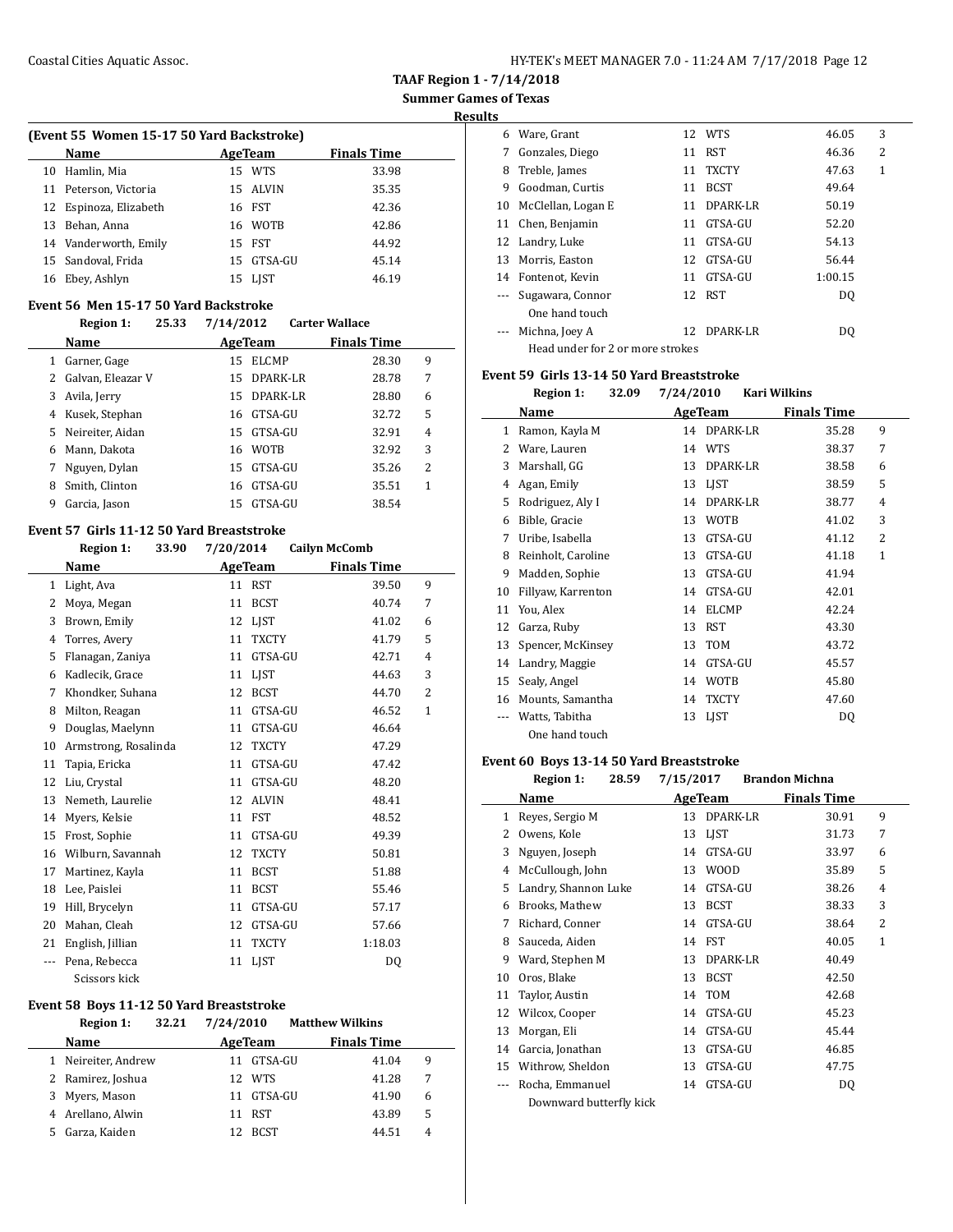TAAF Region 1 - 7/14/2018

Summer Games of Texas

Results

## (Event 55 Women 15-17 50 Yard Backstroke)

| | Name | Age | Team | Finals Time | |
|---|---|---|---|---|---|
| 10 | Hamlin, Mia | 15 | WTS | 33.98 | |
| 11 | Peterson, Victoria | 15 | ALVIN | 35.35 | |
| 12 | Espinoza, Elizabeth | 16 | FST | 42.36 | |
| 13 | Behan, Anna | 16 | WOTB | 42.86 | |
| 14 | Vanderworth, Emily | 15 | FST | 44.92 | |
| 15 | Sandoval, Frida | 15 | GTSA-GU | 45.14 | |
| 16 | Ebey, Ashlyn | 15 | LJST | 46.19 | |

## Event 56 Men 15-17 50 Yard Backstroke

Region 1: 25.33 7/14/2012 Carter Wallace

| | Name | Age | Team | Finals Time | |
|---|---|---|---|---|---|
| 1 | Garner, Gage | 15 | ELCMP | 28.30 | 9 |
| 2 | Galvan, Eleazar V | 15 | DPARK-LR | 28.78 | 7 |
| 3 | Avila, Jerry | 15 | DPARK-LR | 28.80 | 6 |
| 4 | Kusek, Stephan | 16 | GTSA-GU | 32.72 | 5 |
| 5 | Neireiter, Aidan | 15 | GTSA-GU | 32.91 | 4 |
| 6 | Mann, Dakota | 16 | WOTB | 32.92 | 3 |
| 7 | Nguyen, Dylan | 15 | GTSA-GU | 35.26 | 2 |
| 8 | Smith, Clinton | 16 | GTSA-GU | 35.51 | 1 |
| 9 | Garcia, Jason | 15 | GTSA-GU | 38.54 | |

## Event 57 Girls 11-12 50 Yard Breaststroke

Region 1: 33.90 7/20/2014 Cailyn McComb

| | Name | Age | Team | Finals Time | |
|---|---|---|---|---|---|
| 1 | Light, Ava | 11 | RST | 39.50 | 9 |
| 2 | Moya, Megan | 11 | BCST | 40.74 | 7 |
| 3 | Brown, Emily | 12 | LJST | 41.02 | 6 |
| 4 | Torres, Avery | 11 | TXCTY | 41.79 | 5 |
| 5 | Flanagan, Zaniya | 11 | GTSA-GU | 42.71 | 4 |
| 6 | Kadlecik, Grace | 11 | LJST | 44.63 | 3 |
| 7 | Khondker, Suhana | 12 | BCST | 44.70 | 2 |
| 8 | Milton, Reagan | 11 | GTSA-GU | 46.52 | 1 |
| 9 | Douglas, Maelynn | 11 | GTSA-GU | 46.64 | |
| 10 | Armstrong, Rosalinda | 12 | TXCTY | 47.29 | |
| 11 | Tapia, Ericka | 11 | GTSA-GU | 47.42 | |
| 12 | Liu, Crystal | 11 | GTSA-GU | 48.20 | |
| 13 | Nemeth, Laurelie | 12 | ALVIN | 48.41 | |
| 14 | Myers, Kelsie | 11 | FST | 48.52 | |
| 15 | Frost, Sophie | 11 | GTSA-GU | 49.39 | |
| 16 | Wilburn, Savannah | 12 | TXCTY | 50.81 | |
| 17 | Martinez, Kayla | 11 | BCST | 51.88 | |
| 18 | Lee, Paislei | 11 | BCST | 55.46 | |
| 19 | Hill, Brycelyn | 11 | GTSA-GU | 57.17 | |
| 20 | Mahan, Cleah | 12 | GTSA-GU | 57.66 | |
| 21 | English, Jillian | 11 | TXCTY | 1:18.03 | |
| --- | Pena, Rebecca | 11 | LJST | DQ | |
| | Scissors kick | | | | |

## Event 58 Boys 11-12 50 Yard Breaststroke

Region 1: 32.21 7/24/2010 Matthew Wilkins

| | Name | Age | Team | Finals Time | |
|---|---|---|---|---|---|
| 1 | Neireiter, Andrew | 11 | GTSA-GU | 41.04 | 9 |
| 2 | Ramirez, Joshua | 12 | WTS | 41.28 | 7 |
| 3 | Myers, Mason | 11 | GTSA-GU | 41.90 | 6 |
| 4 | Arellano, Alwin | 11 | RST | 43.89 | 5 |
| 5 | Garza, Kaiden | 12 | BCST | 44.51 | 4 |
| 6 | Ware, Grant | 12 | WTS | 46.05 | 3 |
| 7 | Gonzales, Diego | 11 | RST | 46.36 | 2 |
| 8 | Treble, James | 11 | TXCTY | 47.63 | 1 |
| 9 | Goodman, Curtis | 11 | BCST | 49.64 | |
| 10 | McClellan, Logan E | 11 | DPARK-LR | 50.19 | |
| 11 | Chen, Benjamin | 11 | GTSA-GU | 52.20 | |
| 12 | Landry, Luke | 11 | GTSA-GU | 54.13 | |
| 13 | Morris, Easton | 12 | GTSA-GU | 56.44 | |
| 14 | Fontenot, Kevin | 11 | GTSA-GU | 1:00.15 | |
| --- | Sugawara, Connor | 12 | RST | DQ | |
| | One hand touch | | | | |
| --- | Michna, Joey A | 12 | DPARK-LR | DQ | |
| | Head under for 2 or more strokes | | | | |

## Event 59 Girls 13-14 50 Yard Breaststroke

Region 1: 32.09 7/24/2010 Kari Wilkins

| | Name | Age | Team | Finals Time | |
|---|---|---|---|---|---|
| 1 | Ramon, Kayla M | 14 | DPARK-LR | 35.28 | 9 |
| 2 | Ware, Lauren | 14 | WTS | 38.37 | 7 |
| 3 | Marshall, GG | 13 | DPARK-LR | 38.58 | 6 |
| 4 | Agan, Emily | 13 | LJST | 38.59 | 5 |
| 5 | Rodriguez, Aly I | 14 | DPARK-LR | 38.77 | 4 |
| 6 | Bible, Gracie | 13 | WOTB | 41.02 | 3 |
| 7 | Uribe, Isabella | 13 | GTSA-GU | 41.12 | 2 |
| 8 | Reinholt, Caroline | 13 | GTSA-GU | 41.18 | 1 |
| 9 | Madden, Sophie | 13 | GTSA-GU | 41.94 | |
| 10 | Fillyaw, Karrenton | 14 | GTSA-GU | 42.01 | |
| 11 | You, Alex | 14 | ELCMP | 42.24 | |
| 12 | Garza, Ruby | 13 | RST | 43.30 | |
| 13 | Spencer, McKinsey | 13 | TOM | 43.72 | |
| 14 | Landry, Maggie | 14 | GTSA-GU | 45.57 | |
| 15 | Sealy, Angel | 14 | WOTB | 45.80 | |
| 16 | Mounts, Samantha | 14 | TXCTY | 47.60 | |
| --- | Watts, Tabitha | 13 | LJST | DQ | |
| | One hand touch | | | | |

## Event 60 Boys 13-14 50 Yard Breaststroke

Region 1: 28.59 7/15/2017 Brandon Michna

| | Name | Age | Team | Finals Time | |
|---|---|---|---|---|---|
| 1 | Reyes, Sergio M | 13 | DPARK-LR | 30.91 | 9 |
| 2 | Owens, Kole | 13 | LJST | 31.73 | 7 |
| 3 | Nguyen, Joseph | 14 | GTSA-GU | 33.97 | 6 |
| 4 | McCullough, John | 13 | WOOD | 35.89 | 5 |
| 5 | Landry, Shannon Luke | 14 | GTSA-GU | 38.26 | 4 |
| 6 | Brooks, Mathew | 13 | BCST | 38.33 | 3 |
| 7 | Richard, Conner | 14 | GTSA-GU | 38.64 | 2 |
| 8 | Sauceda, Aiden | 14 | FST | 40.05 | 1 |
| 9 | Ward, Stephen M | 13 | DPARK-LR | 40.49 | |
| 10 | Oros, Blake | 13 | BCST | 42.50 | |
| 11 | Taylor, Austin | 14 | TOM | 42.68 | |
| 12 | Wilcox, Cooper | 14 | GTSA-GU | 45.23 | |
| 13 | Morgan, Eli | 14 | GTSA-GU | 45.44 | |
| 14 | Garcia, Jonathan | 13 | GTSA-GU | 46.85 | |
| 15 | Withrow, Sheldon | 13 | GTSA-GU | 47.75 | |
| --- | Rocha, Emmanuel | 14 | GTSA-GU | DQ | |
| | Downward butterfly kick | | | | |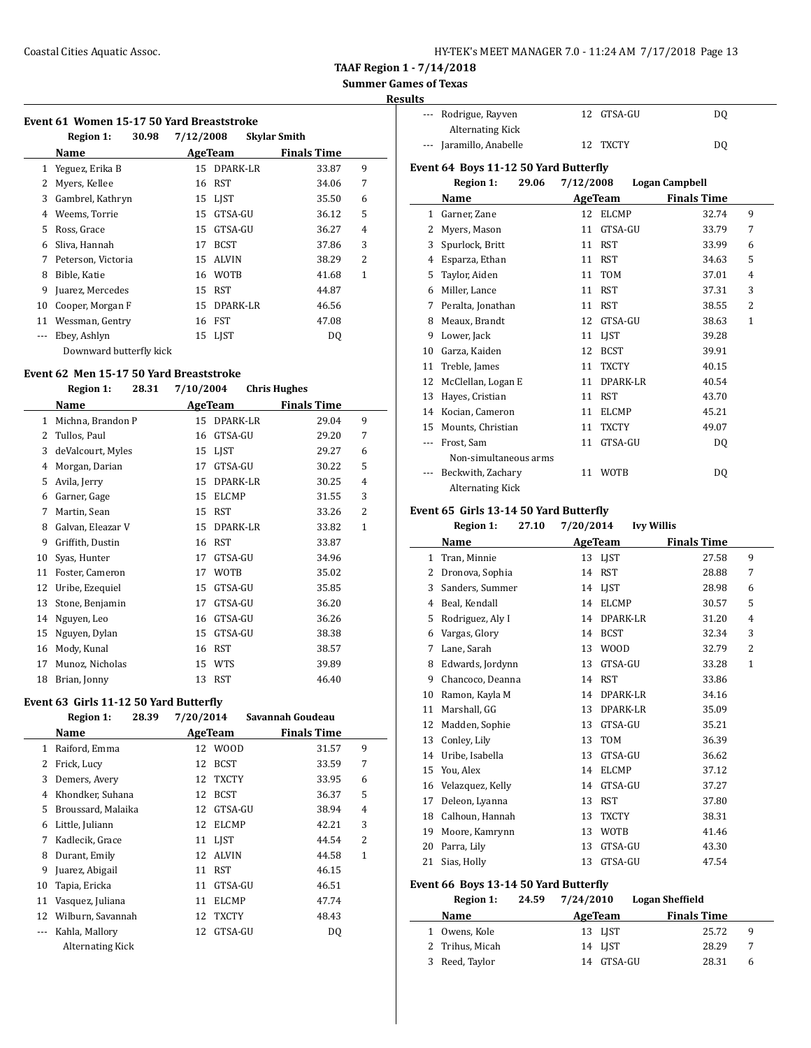**TAAF Region 1 - 7/14/2018**

**Summer Games of Texas**

**Results**

### Event 61 Women 15-17 50 Yard Breaststroke

**Region 1: 30.98 7/12/2008 Skylar Smith**

| | Name | Age | Team | Finals Time | |
|---|---|---|---|---|---|
| 1 | Yeguez, Erika B | 15 | DPARK-LR | 33.87 | 9 |
| 2 | Myers, Kellee | 16 | RST | 34.06 | 7 |
| 3 | Gambrel, Kathryn | 15 | LJST | 35.50 | 6 |
| 4 | Weems, Torrie | 15 | GTSA-GU | 36.12 | 5 |
| 5 | Ross, Grace | 15 | GTSA-GU | 36.27 | 4 |
| 6 | Sliva, Hannah | 17 | BCST | 37.86 | 3 |
| 7 | Peterson, Victoria | 15 | ALVIN | 38.29 | 2 |
| 8 | Bible, Katie | 16 | WOTB | 41.68 | 1 |
| 9 | Juarez, Mercedes | 15 | RST | 44.87 | |
| 10 | Cooper, Morgan F | 15 | DPARK-LR | 46.56 | |
| 11 | Wessman, Gentry | 16 | FST | 47.08 | |
| --- | Ebey, Ashlyn | 15 | LJST | DQ | |
| | Downward butterfly kick | | | | |

### Event 62 Men 15-17 50 Yard Breaststroke

**Region 1: 28.31 7/10/2004 Chris Hughes**

| | Name | Age | Team | Finals Time | |
|---|---|---|---|---|---|
| 1 | Michna, Brandon P | 15 | DPARK-LR | 29.04 | 9 |
| 2 | Tullos, Paul | 16 | GTSA-GU | 29.20 | 7 |
| 3 | deValcourt, Myles | 15 | LJST | 29.27 | 6 |
| 4 | Morgan, Darian | 17 | GTSA-GU | 30.22 | 5 |
| 5 | Avila, Jerry | 15 | DPARK-LR | 30.25 | 4 |
| 6 | Garner, Gage | 15 | ELCMP | 31.55 | 3 |
| 7 | Martin, Sean | 15 | RST | 33.26 | 2 |
| 8 | Galvan, Eleazar V | 15 | DPARK-LR | 33.82 | 1 |
| 9 | Griffith, Dustin | 16 | RST | 33.87 | |
| 10 | Syas, Hunter | 17 | GTSA-GU | 34.96 | |
| 11 | Foster, Cameron | 17 | WOTB | 35.02 | |
| 12 | Uribe, Ezequiel | 15 | GTSA-GU | 35.85 | |
| 13 | Stone, Benjamin | 17 | GTSA-GU | 36.20 | |
| 14 | Nguyen, Leo | 16 | GTSA-GU | 36.26 | |
| 15 | Nguyen, Dylan | 15 | GTSA-GU | 38.38 | |
| 16 | Mody, Kunal | 16 | RST | 38.57 | |
| 17 | Munoz, Nicholas | 15 | WTS | 39.89 | |
| 18 | Brian, Jonny | 13 | RST | 46.40 | |

### Event 63 Girls 11-12 50 Yard Butterfly

**Region 1: 28.39 7/20/2014 Savannah Goudeau**

| | Name | Age | Team | Finals Time | |
|---|---|---|---|---|---|
| 1 | Raiford, Emma | 12 | WOOD | 31.57 | 9 |
| 2 | Frick, Lucy | 12 | BCST | 33.59 | 7 |
| 3 | Demers, Avery | 12 | TXCTY | 33.95 | 6 |
| 4 | Khondker, Suhana | 12 | BCST | 36.37 | 5 |
| 5 | Broussard, Malaika | 12 | GTSA-GU | 38.94 | 4 |
| 6 | Little, Juliann | 12 | ELCMP | 42.21 | 3 |
| 7 | Kadlecik, Grace | 11 | LJST | 44.54 | 2 |
| 8 | Durant, Emily | 12 | ALVIN | 44.58 | 1 |
| 9 | Juarez, Abigail | 11 | RST | 46.15 | |
| 10 | Tapia, Ericka | 11 | GTSA-GU | 46.51 | |
| 11 | Vasquez, Juliana | 11 | ELCMP | 47.74 | |
| 12 | Wilburn, Savannah | 12 | TXCTY | 48.43 | |
| --- | Kahla, Mallory | 12 | GTSA-GU | DQ | |
| | Alternating Kick | | | | |
| --- | Rodrigue, Rayven | 12 | GTSA-GU | DQ | |
| | Alternating Kick | | | | |
| --- | Jaramillo, Anabelle | 12 | TXCTY | DQ | |

### Event 64 Boys 11-12 50 Yard Butterfly

**Region 1: 29.06 7/12/2008 Logan Campbell**

| | Name | Age | Team | Finals Time | |
|---|---|---|---|---|---|
| 1 | Garner, Zane | 12 | ELCMP | 32.74 | 9 |
| 2 | Myers, Mason | 11 | GTSA-GU | 33.79 | 7 |
| 3 | Spurlock, Britt | 11 | RST | 33.99 | 6 |
| 4 | Esparza, Ethan | 11 | RST | 34.63 | 5 |
| 5 | Taylor, Aiden | 11 | TOM | 37.01 | 4 |
| 6 | Miller, Lance | 11 | RST | 37.31 | 3 |
| 7 | Peralta, Jonathan | 11 | RST | 38.55 | 2 |
| 8 | Meaux, Brandt | 12 | GTSA-GU | 38.63 | 1 |
| 9 | Lower, Jack | 11 | LJST | 39.28 | |
| 10 | Garza, Kaiden | 12 | BCST | 39.91 | |
| 11 | Treble, James | 11 | TXCTY | 40.15 | |
| 12 | McClellan, Logan E | 11 | DPARK-LR | 40.54 | |
| 13 | Hayes, Cristian | 11 | RST | 43.70 | |
| 14 | Kocian, Cameron | 11 | ELCMP | 45.21 | |
| 15 | Mounts, Christian | 11 | TXCTY | 49.07 | |
| --- | Frost, Sam | 11 | GTSA-GU | DQ | |
| | Non-simultaneous arms | | | | |
| --- | Beckwith, Zachary | 11 | WOTB | DQ | |
| | Alternating Kick | | | | |

### Event 65 Girls 13-14 50 Yard Butterfly

**Region 1: 27.10 7/20/2014 Ivy Willis**

| | Name | Age | Team | Finals Time | |
|---|---|---|---|---|---|
| 1 | Tran, Minnie | 13 | LJST | 27.58 | 9 |
| 2 | Dronova, Sophia | 14 | RST | 28.88 | 7 |
| 3 | Sanders, Summer | 14 | LJST | 28.98 | 6 |
| 4 | Beal, Kendall | 14 | ELCMP | 30.57 | 5 |
| 5 | Rodriguez, Aly I | 14 | DPARK-LR | 31.20 | 4 |
| 6 | Vargas, Glory | 14 | BCST | 32.34 | 3 |
| 7 | Lane, Sarah | 13 | WOOD | 32.79 | 2 |
| 8 | Edwards, Jordynn | 13 | GTSA-GU | 33.28 | 1 |
| 9 | Chancoco, Deanna | 14 | RST | 33.86 | |
| 10 | Ramon, Kayla M | 14 | DPARK-LR | 34.16 | |
| 11 | Marshall, GG | 13 | DPARK-LR | 35.09 | |
| 12 | Madden, Sophie | 13 | GTSA-GU | 35.21 | |
| 13 | Conley, Lily | 13 | TOM | 36.39 | |
| 14 | Uribe, Isabella | 13 | GTSA-GU | 36.62 | |
| 15 | You, Alex | 14 | ELCMP | 37.12 | |
| 16 | Velazquez, Kelly | 14 | GTSA-GU | 37.27 | |
| 17 | Deleon, Lyanna | 13 | RST | 37.80 | |
| 18 | Calhoun, Hannah | 13 | TXCTY | 38.31 | |
| 19 | Moore, Kamrynn | 13 | WOTB | 41.46 | |
| 20 | Parra, Lily | 13 | GTSA-GU | 43.30 | |
| 21 | Sias, Holly | 13 | GTSA-GU | 47.54 | |

### Event 66 Boys 13-14 50 Yard Butterfly

**Region 1: 24.59 7/24/2010 Logan Sheffield**

| | Name | Age | Team | Finals Time | |
|---|---|---|---|---|---|
| 1 | Owens, Kole | 13 | LJST | 25.72 | 9 |
| 2 | Trihus, Micah | 14 | LJST | 28.29 | 7 |
| 3 | Reed, Taylor | 14 | GTSA-GU | 28.31 | 6 |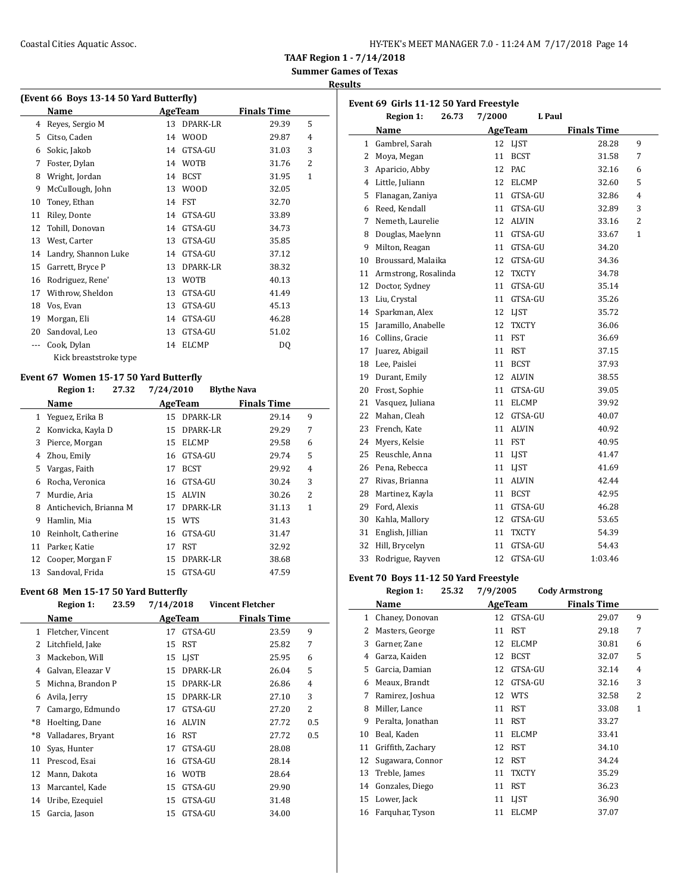**TAAF Region 1 - 7/14/2018**

**Summer Games of Texas**

**Results**

### (Event 66 Boys 13-14 50 Yard Butterfly)

| | Name | Age | Team | Finals Time | |
|---|---|---|---|---|---|
| 4 | Reyes, Sergio M | 13 | DPARK-LR | 29.39 | 5 |
| 5 | Citso, Caden | 14 | WOOD | 29.87 | 4 |
| 6 | Sokic, Jakob | 14 | GTSA-GU | 31.03 | 3 |
| 7 | Foster, Dylan | 14 | WOTB | 31.76 | 2 |
| 8 | Wright, Jordan | 14 | BCST | 31.95 | 1 |
| 9 | McCullough, John | 13 | WOOD | 32.05 | |
| 10 | Toney, Ethan | 14 | FST | 32.70 | |
| 11 | Riley, Donte | 14 | GTSA-GU | 33.89 | |
| 12 | Tohill, Donovan | 14 | GTSA-GU | 34.73 | |
| 13 | West, Carter | 13 | GTSA-GU | 35.85 | |
| 14 | Landry, Shannon Luke | 14 | GTSA-GU | 37.12 | |
| 15 | Garrett, Bryce P | 13 | DPARK-LR | 38.32 | |
| 16 | Rodriguez, Rene' | 13 | WOTB | 40.13 | |
| 17 | Withrow, Sheldon | 13 | GTSA-GU | 41.49 | |
| 18 | Vos, Evan | 13 | GTSA-GU | 45.13 | |
| 19 | Morgan, Eli | 14 | GTSA-GU | 46.28 | |
| 20 | Sandoval, Leo | 13 | GTSA-GU | 51.02 | |
| --- | Cook, Dylan | 14 | ELCMP | DQ | |
| | Kick breaststroke type | | | | |

### Event 67 Women 15-17 50 Yard Butterfly

Region 1: 27.32 7/24/2010 Blythe Nava

| | Name | Age | Team | Finals Time | |
|---|---|---|---|---|---|
| 1 | Yeguez, Erika B | 15 | DPARK-LR | 29.14 | 9 |
| 2 | Konvicka, Kayla D | 15 | DPARK-LR | 29.29 | 7 |
| 3 | Pierce, Morgan | 15 | ELCMP | 29.58 | 6 |
| 4 | Zhou, Emily | 16 | GTSA-GU | 29.74 | 5 |
| 5 | Vargas, Faith | 17 | BCST | 29.92 | 4 |
| 6 | Rocha, Veronica | 16 | GTSA-GU | 30.24 | 3 |
| 7 | Murdie, Aria | 15 | ALVIN | 30.26 | 2 |
| 8 | Antichevich, Brianna M | 17 | DPARK-LR | 31.13 | 1 |
| 9 | Hamlin, Mia | 15 | WTS | 31.43 | |
| 10 | Reinholt, Catherine | 16 | GTSA-GU | 31.47 | |
| 11 | Parker, Katie | 17 | RST | 32.92 | |
| 12 | Cooper, Morgan F | 15 | DPARK-LR | 38.68 | |
| 13 | Sandoval, Frida | 15 | GTSA-GU | 47.59 | |

### Event 68 Men 15-17 50 Yard Butterfly

Region 1: 23.59 7/14/2018 Vincent Fletcher

| | Name | Age | Team | Finals Time | |
|---|---|---|---|---|---|
| 1 | Fletcher, Vincent | 17 | GTSA-GU | 23.59 | 9 |
| 2 | Litchfield, Jake | 15 | RST | 25.82 | 7 |
| 3 | Mackebon, Will | 15 | LJST | 25.95 | 6 |
| 4 | Galvan, Eleazar V | 15 | DPARK-LR | 26.04 | 5 |
| 5 | Michna, Brandon P | 15 | DPARK-LR | 26.86 | 4 |
| 6 | Avila, Jerry | 15 | DPARK-LR | 27.10 | 3 |
| 7 | Camargo, Edmundo | 17 | GTSA-GU | 27.20 | 2 |
| *8 | Hoelting, Dane | 16 | ALVIN | 27.72 | 0.5 |
| *8 | Valladares, Bryant | 16 | RST | 27.72 | 0.5 |
| 10 | Syas, Hunter | 17 | GTSA-GU | 28.08 | |
| 11 | Prescod, Esai | 16 | GTSA-GU | 28.14 | |
| 12 | Mann, Dakota | 16 | WOTB | 28.64 | |
| 13 | Marcantel, Kade | 15 | GTSA-GU | 29.90 | |
| 14 | Uribe, Ezequiel | 15 | GTSA-GU | 31.48 | |
| 15 | Garcia, Jason | 15 | GTSA-GU | 34.00 | |

### Event 69 Girls 11-12 50 Yard Freestyle

Region 1: 26.73 7/2000 L Paul

| | Name | Age | Team | Finals Time | |
|---|---|---|---|---|---|
| 1 | Gambrel, Sarah | 12 | LJST | 28.28 | 9 |
| 2 | Moya, Megan | 11 | BCST | 31.58 | 7 |
| 3 | Aparicio, Abby | 12 | PAC | 32.16 | 6 |
| 4 | Little, Juliann | 12 | ELCMP | 32.60 | 5 |
| 5 | Flanagan, Zaniya | 11 | GTSA-GU | 32.86 | 4 |
| 6 | Reed, Kendall | 11 | GTSA-GU | 32.89 | 3 |
| 7 | Nemeth, Laurelie | 12 | ALVIN | 33.16 | 2 |
| 8 | Douglas, Maelynn | 11 | GTSA-GU | 33.67 | 1 |
| 9 | Milton, Reagan | 11 | GTSA-GU | 34.20 | |
| 10 | Broussard, Malaika | 12 | GTSA-GU | 34.36 | |
| 11 | Armstrong, Rosalinda | 12 | TXCTY | 34.78 | |
| 12 | Doctor, Sydney | 11 | GTSA-GU | 35.14 | |
| 13 | Liu, Crystal | 11 | GTSA-GU | 35.26 | |
| 14 | Sparkman, Alex | 12 | LJST | 35.72 | |
| 15 | Jaramillo, Anabelle | 12 | TXCTY | 36.06 | |
| 16 | Collins, Gracie | 11 | FST | 36.69 | |
| 17 | Juarez, Abigail | 11 | RST | 37.15 | |
| 18 | Lee, Paislei | 11 | BCST | 37.93 | |
| 19 | Durant, Emily | 12 | ALVIN | 38.55 | |
| 20 | Frost, Sophie | 11 | GTSA-GU | 39.05 | |
| 21 | Vasquez, Juliana | 11 | ELCMP | 39.92 | |
| 22 | Mahan, Cleah | 12 | GTSA-GU | 40.07 | |
| 23 | French, Kate | 11 | ALVIN | 40.92 | |
| 24 | Myers, Kelsie | 11 | FST | 40.95 | |
| 25 | Reuschle, Anna | 11 | LJST | 41.47 | |
| 26 | Pena, Rebecca | 11 | LJST | 41.69 | |
| 27 | Rivas, Brianna | 11 | ALVIN | 42.44 | |
| 28 | Martinez, Kayla | 11 | BCST | 42.95 | |
| 29 | Ford, Alexis | 11 | GTSA-GU | 46.28 | |
| 30 | Kahla, Mallory | 12 | GTSA-GU | 53.65 | |
| 31 | English, Jillian | 11 | TXCTY | 54.39 | |
| 32 | Hill, Brycelyn | 11 | GTSA-GU | 54.43 | |
| 33 | Rodrigue, Rayven | 12 | GTSA-GU | 1:03.46 | |

### Event 70 Boys 11-12 50 Yard Freestyle

Region 1: 25.32 7/9/2005 Cody Armstrong

| | Name | Age | Team | Finals Time | |
|---|---|---|---|---|---|
| 1 | Chaney, Donovan | 12 | GTSA-GU | 29.07 | 9 |
| 2 | Masters, George | 11 | RST | 29.18 | 7 |
| 3 | Garner, Zane | 12 | ELCMP | 30.81 | 6 |
| 4 | Garza, Kaiden | 12 | BCST | 32.07 | 5 |
| 5 | Garcia, Damian | 12 | GTSA-GU | 32.14 | 4 |
| 6 | Meaux, Brandt | 12 | GTSA-GU | 32.16 | 3 |
| 7 | Ramirez, Joshua | 12 | WTS | 32.58 | 2 |
| 8 | Miller, Lance | 11 | RST | 33.08 | 1 |
| 9 | Peralta, Jonathan | 11 | RST | 33.27 | |
| 10 | Beal, Kaden | 11 | ELCMP | 33.41 | |
| 11 | Griffith, Zachary | 12 | RST | 34.10 | |
| 12 | Sugawara, Connor | 12 | RST | 34.24 | |
| 13 | Treble, James | 11 | TXCTY | 35.29 | |
| 14 | Gonzales, Diego | 11 | RST | 36.23 | |
| 15 | Lower, Jack | 11 | LJST | 36.90 | |
| 16 | Farquhar, Tyson | 11 | ELCMP | 37.07 | |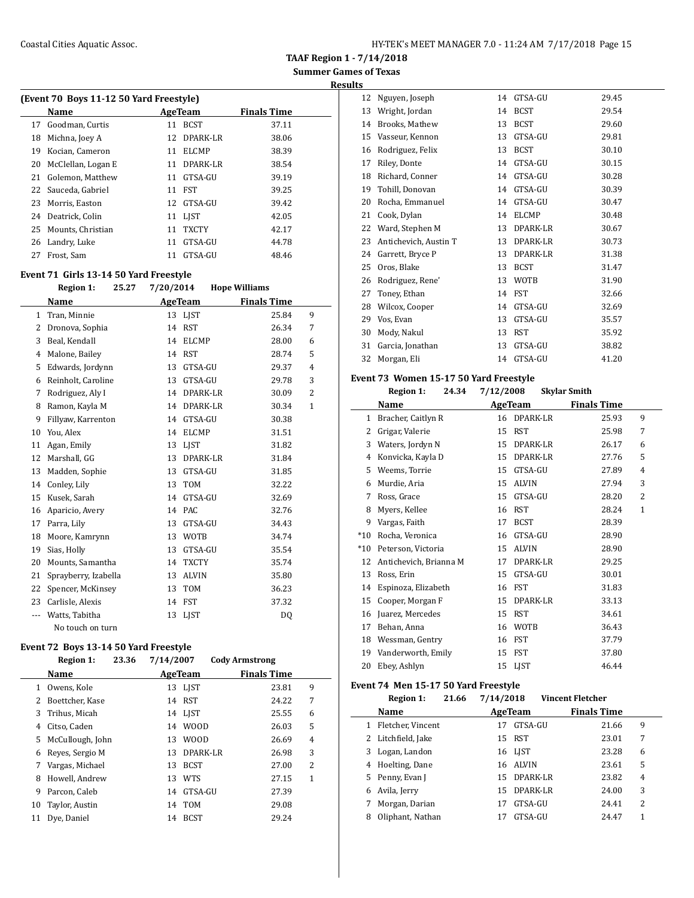TAAF Region 1 - 7/14/2018

Summer Games of Texas

Results

## (Event 70 Boys 11-12 50 Yard Freestyle)

| | Name | Age | Team | Finals Time | |
|---|---|---|---|---|---|
| 17 | Goodman, Curtis | 11 | BCST | 37.11 | |
| 18 | Michna, Joey A | 12 | DPARK-LR | 38.06 | |
| 19 | Kocian, Cameron | 11 | ELCMP | 38.39 | |
| 20 | McClellan, Logan E | 11 | DPARK-LR | 38.54 | |
| 21 | Golemon, Matthew | 11 | GTSA-GU | 39.19 | |
| 22 | Sauceda, Gabriel | 11 | FST | 39.25 | |
| 23 | Morris, Easton | 12 | GTSA-GU | 39.42 | |
| 24 | Deatrick, Colin | 11 | LJST | 42.05 | |
| 25 | Mounts, Christian | 11 | TXCTY | 42.17 | |
| 26 | Landry, Luke | 11 | GTSA-GU | 44.78 | |
| 27 | Frost, Sam | 11 | GTSA-GU | 48.46 | |

## Event 71 Girls 13-14 50 Yard Freestyle

Region 1: 25.27 7/20/2014 Hope Williams

| | Name | Age | Team | Finals Time | |
|---|---|---|---|---|---|
| 1 | Tran, Minnie | 13 | LJST | 25.84 | 9 |
| 2 | Dronova, Sophia | 14 | RST | 26.34 | 7 |
| 3 | Beal, Kendall | 14 | ELCMP | 28.00 | 6 |
| 4 | Malone, Bailey | 14 | RST | 28.74 | 5 |
| 5 | Edwards, Jordynn | 13 | GTSA-GU | 29.37 | 4 |
| 6 | Reinholt, Caroline | 13 | GTSA-GU | 29.78 | 3 |
| 7 | Rodriguez, Aly I | 14 | DPARK-LR | 30.09 | 2 |
| 8 | Ramon, Kayla M | 14 | DPARK-LR | 30.34 | 1 |
| 9 | Fillyaw, Karrenton | 14 | GTSA-GU | 30.38 | |
| 10 | You, Alex | 14 | ELCMP | 31.51 | |
| 11 | Agan, Emily | 13 | LJST | 31.82 | |
| 12 | Marshall, GG | 13 | DPARK-LR | 31.84 | |
| 13 | Madden, Sophie | 13 | GTSA-GU | 31.85 | |
| 14 | Conley, Lily | 13 | TOM | 32.22 | |
| 15 | Kusek, Sarah | 14 | GTSA-GU | 32.69 | |
| 16 | Aparicio, Avery | 14 | PAC | 32.76 | |
| 17 | Parra, Lily | 13 | GTSA-GU | 34.43 | |
| 18 | Moore, Kamrynn | 13 | WOTB | 34.74 | |
| 19 | Sias, Holly | 13 | GTSA-GU | 35.54 | |
| 20 | Mounts, Samantha | 14 | TXCTY | 35.74 | |
| 21 | Sprayberry, Izabella | 13 | ALVIN | 35.80 | |
| 22 | Spencer, McKinsey | 13 | TOM | 36.23 | |
| 23 | Carlisle, Alexis | 14 | FST | 37.32 | |
| --- | Watts, Tabitha | 13 | LJST | DQ | |
| | No touch on turn | | | | |

## Event 72 Boys 13-14 50 Yard Freestyle

Region 1: 23.36 7/14/2007 Cody Armstrong

| | Name | Age | Team | Finals Time | |
|---|---|---|---|---|---|
| 1 | Owens, Kole | 13 | LJST | 23.81 | 9 |
| 2 | Boettcher, Kase | 14 | RST | 24.22 | 7 |
| 3 | Trihus, Micah | 14 | LJST | 25.55 | 6 |
| 4 | Citso, Caden | 14 | WOOD | 26.03 | 5 |
| 5 | McCullough, John | 13 | WOOD | 26.69 | 4 |
| 6 | Reyes, Sergio M | 13 | DPARK-LR | 26.98 | 3 |
| 7 | Vargas, Michael | 13 | BCST | 27.00 | 2 |
| 8 | Howell, Andrew | 13 | WTS | 27.15 | 1 |
| 9 | Parcon, Caleb | 14 | GTSA-GU | 27.39 | |
| 10 | Taylor, Austin | 14 | TOM | 29.08 | |
| 11 | Dye, Daniel | 14 | BCST | 29.24 | |
| 12 | Nguyen, Joseph | 14 | GTSA-GU | 29.45 | |
| 13 | Wright, Jordan | 14 | BCST | 29.54 | |
| 14 | Brooks, Mathew | 13 | BCST | 29.60 | |
| 15 | Vasseur, Kennon | 13 | GTSA-GU | 29.81 | |
| 16 | Rodriguez, Felix | 13 | BCST | 30.10 | |
| 17 | Riley, Donte | 14 | GTSA-GU | 30.15 | |
| 18 | Richard, Conner | 14 | GTSA-GU | 30.28 | |
| 19 | Tohill, Donovan | 14 | GTSA-GU | 30.39 | |
| 20 | Rocha, Emmanuel | 14 | GTSA-GU | 30.47 | |
| 21 | Cook, Dylan | 14 | ELCMP | 30.48 | |
| 22 | Ward, Stephen M | 13 | DPARK-LR | 30.67 | |
| 23 | Antichevich, Austin T | 13 | DPARK-LR | 30.73 | |
| 24 | Garrett, Bryce P | 13 | DPARK-LR | 31.38 | |
| 25 | Oros, Blake | 13 | BCST | 31.47 | |
| 26 | Rodriguez, Rene' | 13 | WOTB | 31.90 | |
| 27 | Toney, Ethan | 14 | FST | 32.66 | |
| 28 | Wilcox, Cooper | 14 | GTSA-GU | 32.69 | |
| 29 | Vos, Evan | 13 | GTSA-GU | 35.57 | |
| 30 | Mody, Nakul | 13 | RST | 35.92 | |
| 31 | Garcia, Jonathan | 13 | GTSA-GU | 38.82 | |
| 32 | Morgan, Eli | 14 | GTSA-GU | 41.20 | |

## Event 73 Women 15-17 50 Yard Freestyle

Region 1: 24.34 7/12/2008 Skylar Smith

| | Name | Age | Team | Finals Time | |
|---|---|---|---|---|---|
| 1 | Bracher, Caitlyn R | 16 | DPARK-LR | 25.93 | 9 |
| 2 | Grigar, Valerie | 15 | RST | 25.98 | 7 |
| 3 | Waters, Jordyn N | 15 | DPARK-LR | 26.17 | 6 |
| 4 | Konvicka, Kayla D | 15 | DPARK-LR | 27.76 | 5 |
| 5 | Weems, Torrie | 15 | GTSA-GU | 27.89 | 4 |
| 6 | Murdie, Aria | 15 | ALVIN | 27.94 | 3 |
| 7 | Ross, Grace | 15 | GTSA-GU | 28.20 | 2 |
| 8 | Myers, Kellee | 16 | RST | 28.24 | 1 |
| 9 | Vargas, Faith | 17 | BCST | 28.39 | |
| *10 | Rocha, Veronica | 16 | GTSA-GU | 28.90 | |
| *10 | Peterson, Victoria | 15 | ALVIN | 28.90 | |
| 12 | Antichevich, Brianna M | 17 | DPARK-LR | 29.25 | |
| 13 | Ross, Erin | 15 | GTSA-GU | 30.01 | |
| 14 | Espinoza, Elizabeth | 16 | FST | 31.83 | |
| 15 | Cooper, Morgan F | 15 | DPARK-LR | 33.13 | |
| 16 | Juarez, Mercedes | 15 | RST | 34.61 | |
| 17 | Behan, Anna | 16 | WOTB | 36.43 | |
| 18 | Wessman, Gentry | 16 | FST | 37.79 | |
| 19 | Vanderworth, Emily | 15 | FST | 37.80 | |
| 20 | Ebey, Ashlyn | 15 | LJST | 46.44 | |

## Event 74 Men 15-17 50 Yard Freestyle

Region 1: 21.66 7/14/2018 Vincent Fletcher

| | Name | Age | Team | Finals Time | |
|---|---|---|---|---|---|
| 1 | Fletcher, Vincent | 17 | GTSA-GU | 21.66 | 9 |
| 2 | Litchfield, Jake | 15 | RST | 23.01 | 7 |
| 3 | Logan, Landon | 16 | LJST | 23.28 | 6 |
| 4 | Hoelting, Dane | 16 | ALVIN | 23.61 | 5 |
| 5 | Penny, Evan J | 15 | DPARK-LR | 23.82 | 4 |
| 6 | Avila, Jerry | 15 | DPARK-LR | 24.00 | 3 |
| 7 | Morgan, Darian | 17 | GTSA-GU | 24.41 | 2 |
| 8 | Oliphant, Nathan | 17 | GTSA-GU | 24.47 | 1 |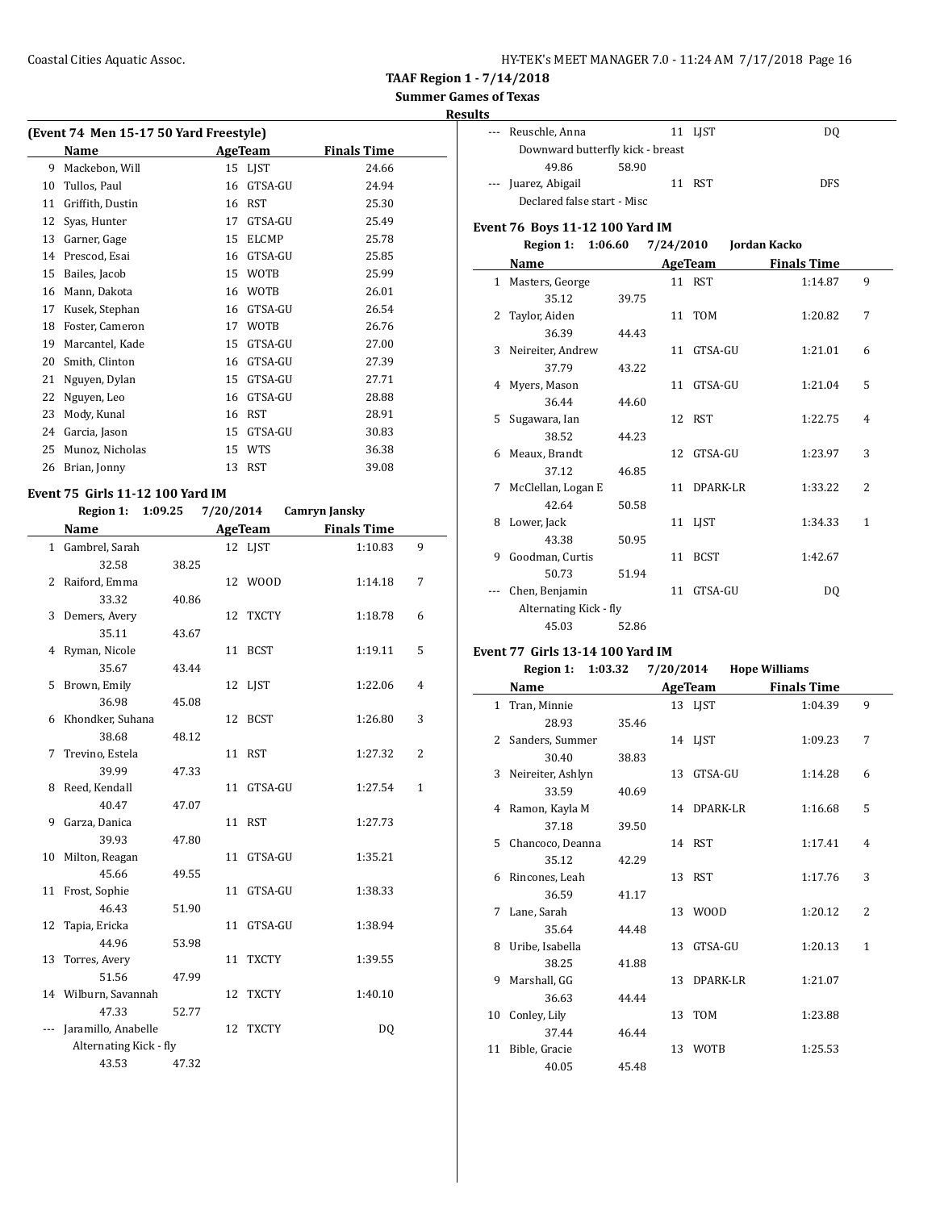## TAAF Region 1 - 7/14/2018
### Summer Games of Texas
### Results

**(Event 74 Men 15-17 50 Yard Freestyle)**

| | Name | Age | Team | Finals Time |
|---|---|---|---|---|
| 9 | Mackebon, Will | 15 | LJST | 24.66 |
| 10 | Tullos, Paul | 16 | GTSA-GU | 24.94 |
| 11 | Griffith, Dustin | 16 | RST | 25.30 |
| 12 | Syas, Hunter | 17 | GTSA-GU | 25.49 |
| 13 | Garner, Gage | 15 | ELCMP | 25.78 |
| 14 | Prescod, Esai | 16 | GTSA-GU | 25.85 |
| 15 | Bailes, Jacob | 15 | WOTB | 25.99 |
| 16 | Mann, Dakota | 16 | WOTB | 26.01 |
| 17 | Kusek, Stephan | 16 | GTSA-GU | 26.54 |
| 18 | Foster, Cameron | 17 | WOTB | 26.76 |
| 19 | Marcantel, Kade | 15 | GTSA-GU | 27.00 |
| 20 | Smith, Clinton | 16 | GTSA-GU | 27.39 |
| 21 | Nguyen, Dylan | 15 | GTSA-GU | 27.71 |
| 22 | Nguyen, Leo | 16 | GTSA-GU | 28.88 |
| 23 | Mody, Kunal | 16 | RST | 28.91 |
| 24 | Garcia, Jason | 15 | GTSA-GU | 30.83 |
| 25 | Munoz, Nicholas | 15 | WTS | 36.38 |
| 26 | Brian, Jonny | 13 | RST | 39.08 |

**Event 75 Girls 11-12 100 Yard IM**

Region 1: 1:09.25 7/20/2014 Camryn Jansky

| | Name | Age | Team | Finals Time | Points |
|---|---|---|---|---|---|
| 1 | Gambrel, Sarah | 12 | LJST | 1:10.83 | 9 |
| | 32.58 38.25 | | | | |
| 2 | Raiford, Emma | 12 | WOOD | 1:14.18 | 7 |
| | 33.32 40.86 | | | | |
| 3 | Demers, Avery | 12 | TXCTY | 1:18.78 | 6 |
| | 35.11 43.67 | | | | |
| 4 | Ryman, Nicole | 11 | BCST | 1:19.11 | 5 |
| | 35.67 43.44 | | | | |
| 5 | Brown, Emily | 12 | LJST | 1:22.06 | 4 |
| | 36.98 45.08 | | | | |
| 6 | Khondker, Suhana | 12 | BCST | 1:26.80 | 3 |
| | 38.68 48.12 | | | | |
| 7 | Trevino, Estela | 11 | RST | 1:27.32 | 2 |
| | 39.99 47.33 | | | | |
| 8 | Reed, Kendall | 11 | GTSA-GU | 1:27.54 | 1 |
| | 40.47 47.07 | | | | |
| 9 | Garza, Danica | 11 | RST | 1:27.73 | |
| | 39.93 47.80 | | | | |
| 10 | Milton, Reagan | 11 | GTSA-GU | 1:35.21 | |
| | 45.66 49.55 | | | | |
| 11 | Frost, Sophie | 11 | GTSA-GU | 1:38.33 | |
| | 46.43 51.90 | | | | |
| 12 | Tapia, Ericka | 11 | GTSA-GU | 1:38.94 | |
| | 44.96 53.98 | | | | |
| 13 | Torres, Avery | 11 | TXCTY | 1:39.55 | |
| | 51.56 47.99 | | | | |
| 14 | Wilburn, Savannah | 12 | TXCTY | 1:40.10 | |
| | 47.33 52.77 | | | | |
| --- | Jaramillo, Anabelle | 12 | TXCTY | DQ | |
| | Alternating Kick - fly | | | | |
| | 43.53 47.32 | | | | |
| --- | Reuschle, Anna | 11 | LJST | DQ | |
| | Downward butterfly kick - breast | | | | |
| | 49.86 58.90 | | | | |
| --- | Juarez, Abigail | 11 | RST | DFS | |
| | Declared false start - Misc | | | | |

**Event 76 Boys 11-12 100 Yard IM**

Region 1: 1:06.60 7/24/2010 Jordan Kacko

| | Name | Age | Team | Finals Time | Points |
|---|---|---|---|---|---|
| 1 | Masters, George | 11 | RST | 1:14.87 | 9 |
| | 35.12 39.75 | | | | |
| 2 | Taylor, Aiden | 11 | TOM | 1:20.82 | 7 |
| | 36.39 44.43 | | | | |
| 3 | Neireiter, Andrew | 11 | GTSA-GU | 1:21.01 | 6 |
| | 37.79 43.22 | | | | |
| 4 | Myers, Mason | 11 | GTSA-GU | 1:21.04 | 5 |
| | 36.44 44.60 | | | | |
| 5 | Sugawara, Ian | 12 | RST | 1:22.75 | 4 |
| | 38.52 44.23 | | | | |
| 6 | Meaux, Brandt | 12 | GTSA-GU | 1:23.97 | 3 |
| | 37.12 46.85 | | | | |
| 7 | McClellan, Logan E | 11 | DPARK-LR | 1:33.22 | 2 |
| | 42.64 50.58 | | | | |
| 8 | Lower, Jack | 11 | LJST | 1:34.33 | 1 |
| | 43.38 50.95 | | | | |
| 9 | Goodman, Curtis | 11 | BCST | 1:42.67 | |
| | 50.73 51.94 | | | | |
| --- | Chen, Benjamin | 11 | GTSA-GU | DQ | |
| | Alternating Kick - fly | | | | |
| | 45.03 52.86 | | | | |

**Event 77 Girls 13-14 100 Yard IM**

Region 1: 1:03.32 7/20/2014 Hope Williams

| | Name | Age | Team | Finals Time | Points |
|---|---|---|---|---|---|
| 1 | Tran, Minnie | 13 | LJST | 1:04.39 | 9 |
| | 28.93 35.46 | | | | |
| 2 | Sanders, Summer | 14 | LJST | 1:09.23 | 7 |
| | 30.40 38.83 | | | | |
| 3 | Neireiter, Ashlyn | 13 | GTSA-GU | 1:14.28 | 6 |
| | 33.59 40.69 | | | | |
| 4 | Ramon, Kayla M | 14 | DPARK-LR | 1:16.68 | 5 |
| | 37.18 39.50 | | | | |
| 5 | Chancoco, Deanna | 14 | RST | 1:17.41 | 4 |
| | 35.12 42.29 | | | | |
| 6 | Rincones, Leah | 13 | RST | 1:17.76 | 3 |
| | 36.59 41.17 | | | | |
| 7 | Lane, Sarah | 13 | WOOD | 1:20.12 | 2 |
| | 35.64 44.48 | | | | |
| 8 | Uribe, Isabella | 13 | GTSA-GU | 1:20.13 | 1 |
| | 38.25 41.88 | | | | |
| 9 | Marshall, GG | 13 | DPARK-LR | 1:21.07 | |
| | 36.63 44.44 | | | | |
| 10 | Conley, Lily | 13 | TOM | 1:23.88 | |
| | 37.44 46.44 | | | | |
| 11 | Bible, Gracie | 13 | WOTB | 1:25.53 | |
| | 40.05 45.48 | | | | |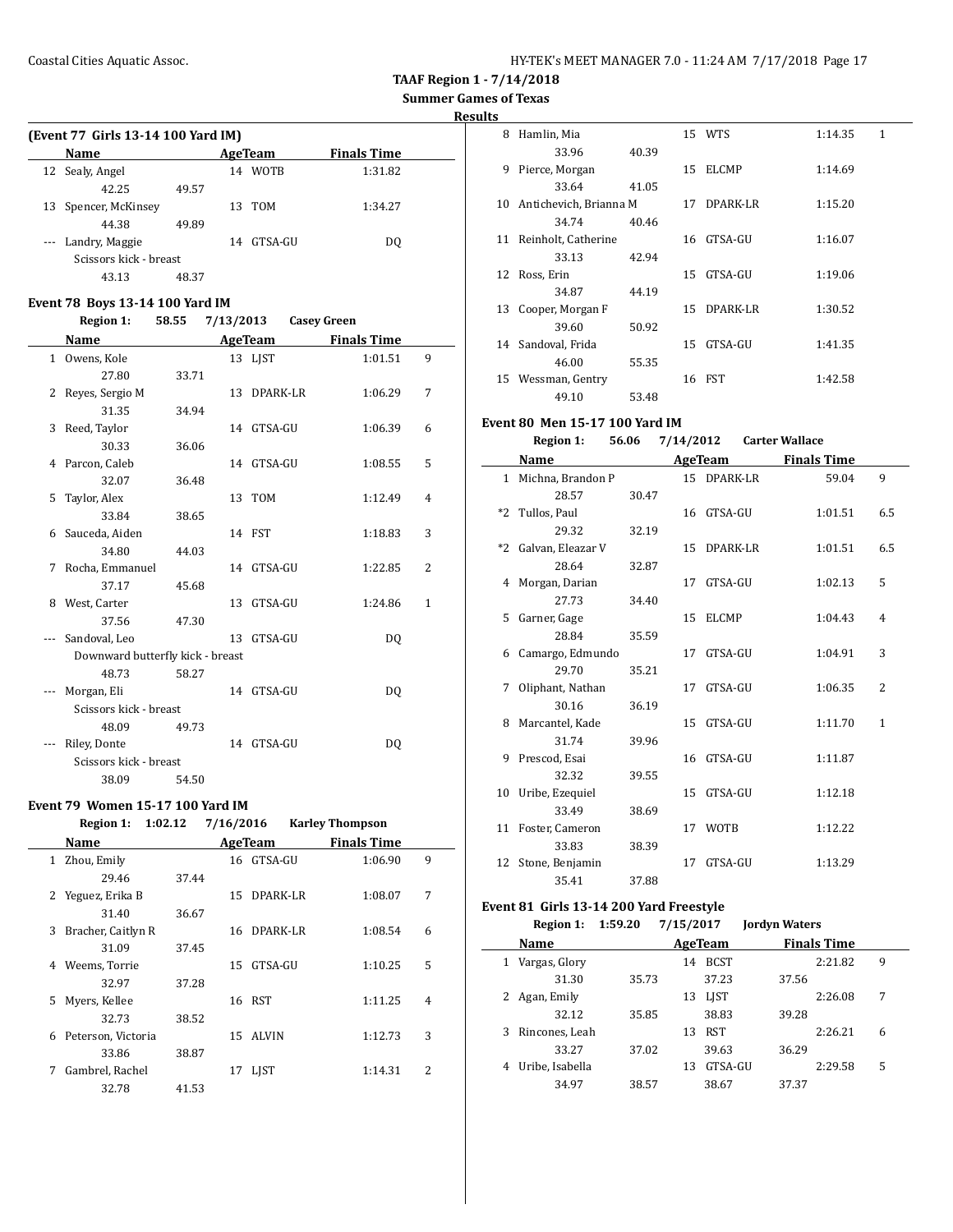**TAAF Region 1 - 7/14/2018**

**Summer Games of Texas**

**Results**

### (Event 77 Girls 13-14 100 Yard IM)

| | Name | | Age | Team | Finals Time | |
|---|---|---|---|---|---|---|
| 12 | Sealy, Angel | | 14 | WOTB | 1:31.82 | |
| | 42.25 | 49.57 | | | | |
| 13 | Spencer, McKinsey | | 13 | TOM | 1:34.27 | |
| | 44.38 | 49.89 | | | | |
| --- | Landry, Maggie | | 14 | GTSA-GU | DQ | |
| | Scissors kick - breast | | | | | |
| | 43.13 | 48.37 | | | | |

### Event 78 Boys 13-14 100 Yard IM

**Region 1: 58.55 7/13/2013 Casey Green**

| | Name | | Age | Team | Finals Time | |
|---|---|---|---|---|---|---|
| 1 | Owens, Kole | | 13 | LJST | 1:01.51 | 9 |
| | 27.80 | 33.71 | | | | |
| 2 | Reyes, Sergio M | | 13 | DPARK-LR | 1:06.29 | 7 |
| | 31.35 | 34.94 | | | | |
| 3 | Reed, Taylor | | 14 | GTSA-GU | 1:06.39 | 6 |
| | 30.33 | 36.06 | | | | |
| 4 | Parcon, Caleb | | 14 | GTSA-GU | 1:08.55 | 5 |
| | 32.07 | 36.48 | | | | |
| 5 | Taylor, Alex | | 13 | TOM | 1:12.49 | 4 |
| | 33.84 | 38.65 | | | | |
| 6 | Sauceda, Aiden | | 14 | FST | 1:18.83 | 3 |
| | 34.80 | 44.03 | | | | |
| 7 | Rocha, Emmanuel | | 14 | GTSA-GU | 1:22.85 | 2 |
| | 37.17 | 45.68 | | | | |
| 8 | West, Carter | | 13 | GTSA-GU | 1:24.86 | 1 |
| | 37.56 | 47.30 | | | | |
| --- | Sandoval, Leo | | 13 | GTSA-GU | DQ | |
| | Downward butterfly kick - breast | | | | | |
| | 48.73 | 58.27 | | | | |
| --- | Morgan, Eli | | 14 | GTSA-GU | DQ | |
| | Scissors kick - breast | | | | | |
| | 48.09 | 49.73 | | | | |
| --- | Riley, Donte | | 14 | GTSA-GU | DQ | |
| | Scissors kick - breast | | | | | |
| | 38.09 | 54.50 | | | | |

### Event 79 Women 15-17 100 Yard IM

**Region 1: 1:02.12 7/16/2016 Karley Thompson**

| | Name | | Age | Team | Finals Time | |
|---|---|---|---|---|---|---|
| 1 | Zhou, Emily | | 16 | GTSA-GU | 1:06.90 | 9 |
| | 29.46 | 37.44 | | | | |
| 2 | Yeguez, Erika B | | 15 | DPARK-LR | 1:08.07 | 7 |
| | 31.40 | 36.67 | | | | |
| 3 | Bracher, Caitlyn R | | 16 | DPARK-LR | 1:08.54 | 6 |
| | 31.09 | 37.45 | | | | |
| 4 | Weems, Torrie | | 15 | GTSA-GU | 1:10.25 | 5 |
| | 32.97 | 37.28 | | | | |
| 5 | Myers, Kellee | | 16 | RST | 1:11.25 | 4 |
| | 32.73 | 38.52 | | | | |
| 6 | Peterson, Victoria | | 15 | ALVIN | 1:12.73 | 3 |
| | 33.86 | 38.87 | | | | |
| 7 | Gambrel, Rachel | | 17 | LJST | 1:14.31 | 2 |
| | 32.78 | 41.53 | | | | |
| 8 | Hamlin, Mia | | 15 | WTS | 1:14.35 | 1 |
| | 33.96 | 40.39 | | | | |
| 9 | Pierce, Morgan | | 15 | ELCMP | 1:14.69 | |
| | 33.64 | 41.05 | | | | |
| 10 | Antichevich, Brianna M | | 17 | DPARK-LR | 1:15.20 | |
| | 34.74 | 40.46 | | | | |
| 11 | Reinholt, Catherine | | 16 | GTSA-GU | 1:16.07 | |
| | 33.13 | 42.94 | | | | |
| 12 | Ross, Erin | | 15 | GTSA-GU | 1:19.06 | |
| | 34.87 | 44.19 | | | | |
| 13 | Cooper, Morgan F | | 15 | DPARK-LR | 1:30.52 | |
| | 39.60 | 50.92 | | | | |
| 14 | Sandoval, Frida | | 15 | GTSA-GU | 1:41.35 | |
| | 46.00 | 55.35 | | | | |
| 15 | Wessman, Gentry | | 16 | FST | 1:42.58 | |
| | 49.10 | 53.48 | | | | |

### Event 80 Men 15-17 100 Yard IM

**Region 1: 56.06 7/14/2012 Carter Wallace**

| | Name | | Age | Team | Finals Time | |
|---|---|---|---|---|---|---|
| 1 | Michna, Brandon P | | 15 | DPARK-LR | 59.04 | 9 |
| | 28.57 | 30.47 | | | | |
| *2 | Tullos, Paul | | 16 | GTSA-GU | 1:01.51 | 6.5 |
| | 29.32 | 32.19 | | | | |
| *2 | Galvan, Eleazar V | | 15 | DPARK-LR | 1:01.51 | 6.5 |
| | 28.64 | 32.87 | | | | |
| 4 | Morgan, Darian | | 17 | GTSA-GU | 1:02.13 | 5 |
| | 27.73 | 34.40 | | | | |
| 5 | Garner, Gage | | 15 | ELCMP | 1:04.43 | 4 |
| | 28.84 | 35.59 | | | | |
| 6 | Camargo, Edmundo | | 17 | GTSA-GU | 1:04.91 | 3 |
| | 29.70 | 35.21 | | | | |
| 7 | Oliphant, Nathan | | 17 | GTSA-GU | 1:06.35 | 2 |
| | 30.16 | 36.19 | | | | |
| 8 | Marcantel, Kade | | 15 | GTSA-GU | 1:11.70 | 1 |
| | 31.74 | 39.96 | | | | |
| 9 | Prescod, Esai | | 16 | GTSA-GU | 1:11.87 | |
| | 32.32 | 39.55 | | | | |
| 10 | Uribe, Ezequiel | | 15 | GTSA-GU | 1:12.18 | |
| | 33.49 | 38.69 | | | | |
| 11 | Foster, Cameron | | 17 | WOTB | 1:12.22 | |
| | 33.83 | 38.39 | | | | |
| 12 | Stone, Benjamin | | 17 | GTSA-GU | 1:13.29 | |
| | 35.41 | 37.88 | | | | |

### Event 81 Girls 13-14 200 Yard Freestyle

**Region 1: 1:59.20 7/15/2017 Jordyn Waters**

| | Name | | Age | Team | | Finals Time | |
|---|---|---|---|---|---|---|---|
| 1 | Vargas, Glory | | 14 | BCST | | 2:21.82 | 9 |
| | 31.30 | 35.73 | | 37.23 | 37.56 | | |
| 2 | Agan, Emily | | 13 | LJST | | 2:26.08 | 7 |
| | 32.12 | 35.85 | | 38.83 | 39.28 | | |
| 3 | Rincones, Leah | | 13 | RST | | 2:26.21 | 6 |
| | 33.27 | 37.02 | | 39.63 | 36.29 | | |
| 4 | Uribe, Isabella | | 13 | GTSA-GU | | 2:29.58 | 5 |
| | 34.97 | 38.57 | | 38.67 | 37.37 | | |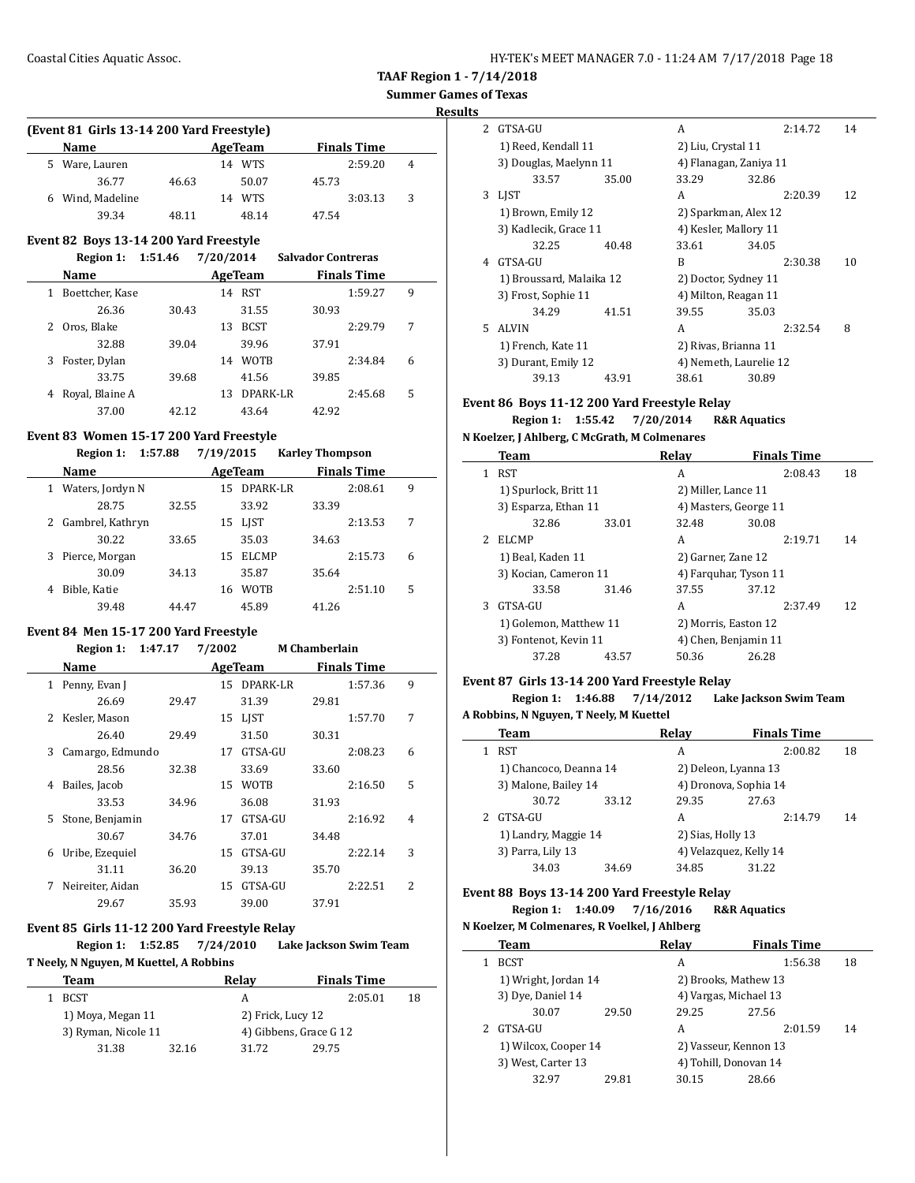**TAAF Region 1 - 7/14/2018**

**Summer Games of Texas**

**Results**

### (Event 81 Girls 13-14 200 Yard Freestyle)

| | Name | Age | Team | Finals Time | |
|---|---|---|---|---|---|
| 5 | Ware, Lauren | 14 | WTS | 2:59.20 | 4 |
| | 36.77 46.63 50.07 45.73 | | | | |
| 6 | Wind, Madeline | 14 | WTS | 3:03.13 | 3 |
| | 39.34 48.11 48.14 47.54 | | | | |

### Event 82 Boys 13-14 200 Yard Freestyle

**Region 1: 1:51.46 7/20/2014 Salvador Contreras**

| | Name | Age | Team | Finals Time | |
|---|---|---|---|---|---|
| 1 | Boettcher, Kase | 14 | RST | 1:59.27 | 9 |
| | 26.36 30.43 31.55 30.93 | | | | |
| 2 | Oros, Blake | 13 | BCST | 2:29.79 | 7 |
| | 32.88 39.04 39.96 37.91 | | | | |
| 3 | Foster, Dylan | 14 | WOTB | 2:34.84 | 6 |
| | 33.75 39.68 41.56 39.85 | | | | |
| 4 | Royal, Blaine A | 13 | DPARK-LR | 2:45.68 | 5 |
| | 37.00 42.12 43.64 42.92 | | | | |

### Event 83 Women 15-17 200 Yard Freestyle

**Region 1: 1:57.88 7/19/2015 Karley Thompson**

| | Name | Age | Team | Finals Time | |
|---|---|---|---|---|---|
| 1 | Waters, Jordyn N | 15 | DPARK-LR | 2:08.61 | 9 |
| | 28.75 32.55 33.92 33.39 | | | | |
| 2 | Gambrel, Kathryn | 15 | LJST | 2:13.53 | 7 |
| | 30.22 33.65 35.03 34.63 | | | | |
| 3 | Pierce, Morgan | 15 | ELCMP | 2:15.73 | 6 |
| | 30.09 34.13 35.87 35.64 | | | | |
| 4 | Bible, Katie | 16 | WOTB | 2:51.10 | 5 |
| | 39.48 44.47 45.89 41.26 | | | | |

### Event 84 Men 15-17 200 Yard Freestyle

**Region 1: 1:47.17 7/2002 M Chamberlain**

| | Name | Age | Team | Finals Time | |
|---|---|---|---|---|---|
| 1 | Penny, Evan J | 15 | DPARK-LR | 1:57.36 | 9 |
| | 26.69 29.47 31.39 29.81 | | | | |
| 2 | Kesler, Mason | 15 | LJST | 1:57.70 | 7 |
| | 26.40 29.49 31.50 30.31 | | | | |
| 3 | Camargo, Edmundo | 17 | GTSA-GU | 2:08.23 | 6 |
| | 28.56 32.38 33.69 33.60 | | | | |
| 4 | Bailes, Jacob | 15 | WOTB | 2:16.50 | 5 |
| | 33.53 34.96 36.08 31.93 | | | | |
| 5 | Stone, Benjamin | 17 | GTSA-GU | 2:16.92 | 4 |
| | 30.67 34.76 37.01 34.48 | | | | |
| 6 | Uribe, Ezequiel | 15 | GTSA-GU | 2:22.14 | 3 |
| | 31.11 36.20 39.13 35.70 | | | | |
| 7 | Neireiter, Aidan | 15 | GTSA-GU | 2:22.51 | 2 |
| | 29.67 35.93 39.00 37.91 | | | | |

### Event 85 Girls 11-12 200 Yard Freestyle Relay

**Region 1: 1:52.85 7/24/2010 Lake Jackson Swim Team**

**T Neely, N Nguyen, M Kuettel, A Robbins**

| | Team | Relay | Finals Time | |
|---|---|---|---|---|
| 1 | BCST | A | 2:05.01 | 18 |
| | 1) Moya, Megan 11; 2) Frick, Lucy 12; 3) Ryman, Nicole 11; 4) Gibbens, Grace G 12 | | | |
| | 31.38 32.16 31.72 29.75 | | | |
| 2 | GTSA-GU | A | 2:14.72 | 14 |
| | 1) Reed, Kendall 11; 2) Liu, Crystal 11; 3) Douglas, Maelynn 11; 4) Flanagan, Zaniya 11 | | | |
| | 33.57 35.00 33.29 32.86 | | | |
| 3 | LJST | A | 2:20.39 | 12 |
| | 1) Brown, Emily 12; 2) Sparkman, Alex 12; 3) Kadlecik, Grace 11; 4) Kesler, Mallory 11 | | | |
| | 32.25 40.48 33.61 34.05 | | | |
| 4 | GTSA-GU | B | 2:30.38 | 10 |
| | 1) Broussard, Malaika 12; 2) Doctor, Sydney 11; 3) Frost, Sophie 11; 4) Milton, Reagan 11 | | | |
| | 34.29 41.51 39.55 35.03 | | | |
| 5 | ALVIN | A | 2:32.54 | 8 |
| | 1) French, Kate 11; 2) Rivas, Brianna 11; 3) Durant, Emily 12; 4) Nemeth, Laurelie 12 | | | |
| | 39.13 43.91 38.61 30.89 | | | |

### Event 86 Boys 11-12 200 Yard Freestyle Relay

**Region 1: 1:55.42 7/20/2014 R&R Aquatics**

**N Koelzer, J Ahlberg, C McGrath, M Colmenares**

| | Team | Relay | Finals Time | |
|---|---|---|---|---|
| 1 | RST | A | 2:08.43 | 18 |
| | 1) Spurlock, Britt 11; 2) Miller, Lance 11; 3) Esparza, Ethan 11; 4) Masters, George 11 | | | |
| | 32.86 33.01 32.48 30.08 | | | |
| 2 | ELCMP | A | 2:19.71 | 14 |
| | 1) Beal, Kaden 11; 2) Garner, Zane 12; 3) Kocian, Cameron 11; 4) Farquhar, Tyson 11 | | | |
| | 33.58 31.46 37.55 37.12 | | | |
| 3 | GTSA-GU | A | 2:37.49 | 12 |
| | 1) Golemon, Matthew 11; 2) Morris, Easton 12; 3) Fontenot, Kevin 11; 4) Chen, Benjamin 11 | | | |
| | 37.28 43.57 50.36 26.28 | | | |

### Event 87 Girls 13-14 200 Yard Freestyle Relay

**Region 1: 1:46.88 7/14/2012 Lake Jackson Swim Team**

**A Robbins, N Nguyen, T Neely, M Kuettel**

| | Team | Relay | Finals Time | |
|---|---|---|---|---|
| 1 | RST | A | 2:00.82 | 18 |
| | 1) Chancoco, Deanna 14; 2) Deleon, Lyanna 13; 3) Malone, Bailey 14; 4) Dronova, Sophia 14 | | | |
| | 30.72 33.12 29.35 27.63 | | | |
| 2 | GTSA-GU | A | 2:14.79 | 14 |
| | 1) Landry, Maggie 14; 2) Sias, Holly 13; 3) Parra, Lily 13; 4) Velazquez, Kelly 14 | | | |
| | 34.03 34.69 34.85 31.22 | | | |

### Event 88 Boys 13-14 200 Yard Freestyle Relay

**Region 1: 1:40.09 7/16/2016 R&R Aquatics**

**N Koelzer, M Colmenares, R Voelkel, J Ahlberg**

| | Team | Relay | Finals Time | |
|---|---|---|---|---|
| 1 | BCST | A | 1:56.38 | 18 |
| | 1) Wright, Jordan 14; 2) Brooks, Mathew 13; 3) Dye, Daniel 14; 4) Vargas, Michael 13 | | | |
| | 30.07 29.50 29.25 27.56 | | | |
| 2 | GTSA-GU | A | 2:01.59 | 14 |
| | 1) Wilcox, Cooper 14; 2) Vasseur, Kennon 13; 3) West, Carter 13; 4) Tohill, Donovan 14 | | | |
| | 32.97 29.81 30.15 28.66 | | | |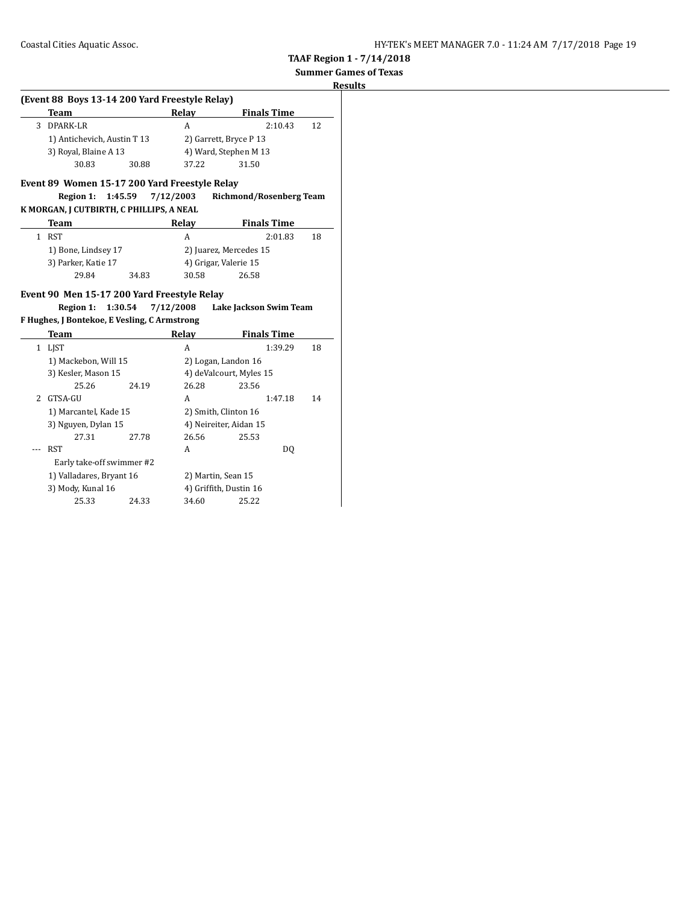## TAAF Region 1 - 7/14/2018

### Summer Games of Texas

#### Results

**(Event 88 Boys 13-14 200 Yard Freestyle Relay)**

| | Team | Relay | Finals Time | |
|---|---|---|---|---|
| 3 | DPARK-LR | A | 2:10.43 | 12 |
| | 1) Antichevich, Austin T 13 | 2) Garrett, Bryce P 13 | | |
| | 3) Royal, Blaine A 13 | 4) Ward, Stephen M 13 | | |
| | 30.83 30.88 | 37.22 31.50 | | |

**Event 89 Women 15-17 200 Yard Freestyle Relay**

**Region 1: 1:45.59 7/12/2003 Richmond/Rosenberg Team**
**K MORGAN, J CUTBIRTH, C PHILLIPS, A NEAL**

| | Team | Relay | Finals Time | |
|---|---|---|---|---|
| 1 | RST | A | 2:01.83 | 18 |
| | 1) Bone, Lindsey 17 | 2) Juarez, Mercedes 15 | | |
| | 3) Parker, Katie 17 | 4) Grigar, Valerie 15 | | |
| | 29.84 34.83 | 30.58 26.58 | | |

**Event 90 Men 15-17 200 Yard Freestyle Relay**

**Region 1: 1:30.54 7/12/2008 Lake Jackson Swim Team**
**F Hughes, J Bontekoe, E Vesling, C Armstrong**

| | Team | Relay | Finals Time | |
|---|---|---|---|---|
| 1 | LJST | A | 1:39.29 | 18 |
| | 1) Mackebon, Will 15 | 2) Logan, Landon 16 | | |
| | 3) Kesler, Mason 15 | 4) deValcourt, Myles 15 | | |
| | 25.26 24.19 | 26.28 23.56 | | |
| 2 | GTSA-GU | A | 1:47.18 | 14 |
| | 1) Marcantel, Kade 15 | 2) Smith, Clinton 16 | | |
| | 3) Nguyen, Dylan 15 | 4) Neireiter, Aidan 15 | | |
| | 27.31 27.78 | 26.56 25.53 | | |
| --- | RST | A | DQ | |
| | Early take-off swimmer #2 | | | |
| | 1) Valladares, Bryant 16 | 2) Martin, Sean 15 | | |
| | 3) Mody, Kunal 16 | 4) Griffith, Dustin 16 | | |
| | 25.33 24.33 | 34.60 25.22 | | |